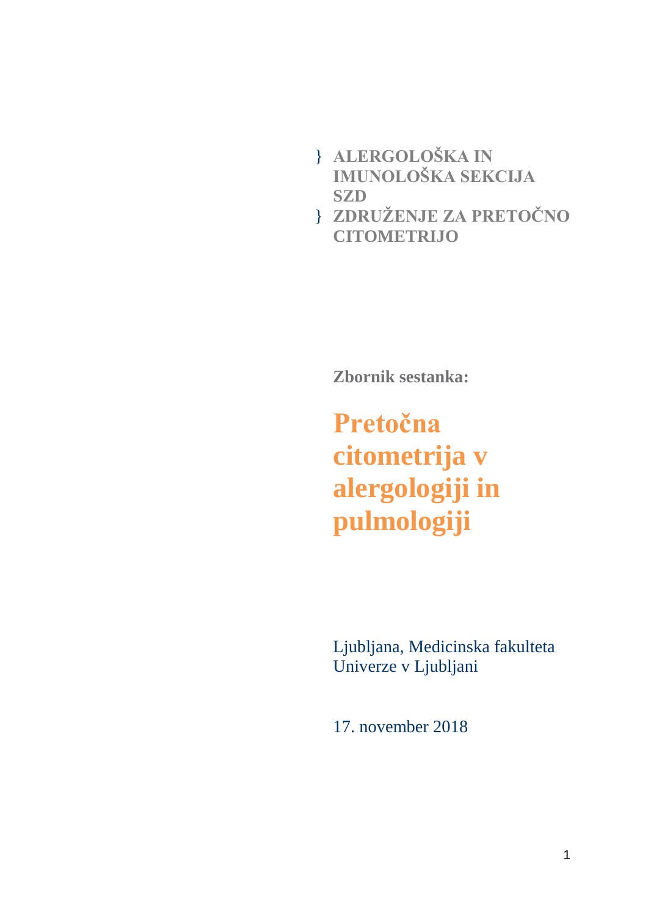- **ALERGOLOŠKA IN IMUNOLOŠKA SEKCIJA SZD**
- **ZDRUŽENJE ZA PRETOČNO CITOMETRIJO**

**Zbornik sestanka:**

# Pretočna citometrija v alergologiji in pulmologiji

Ljubljana, Medicinska fakulteta Univerze v Ljubljani

17. november 2018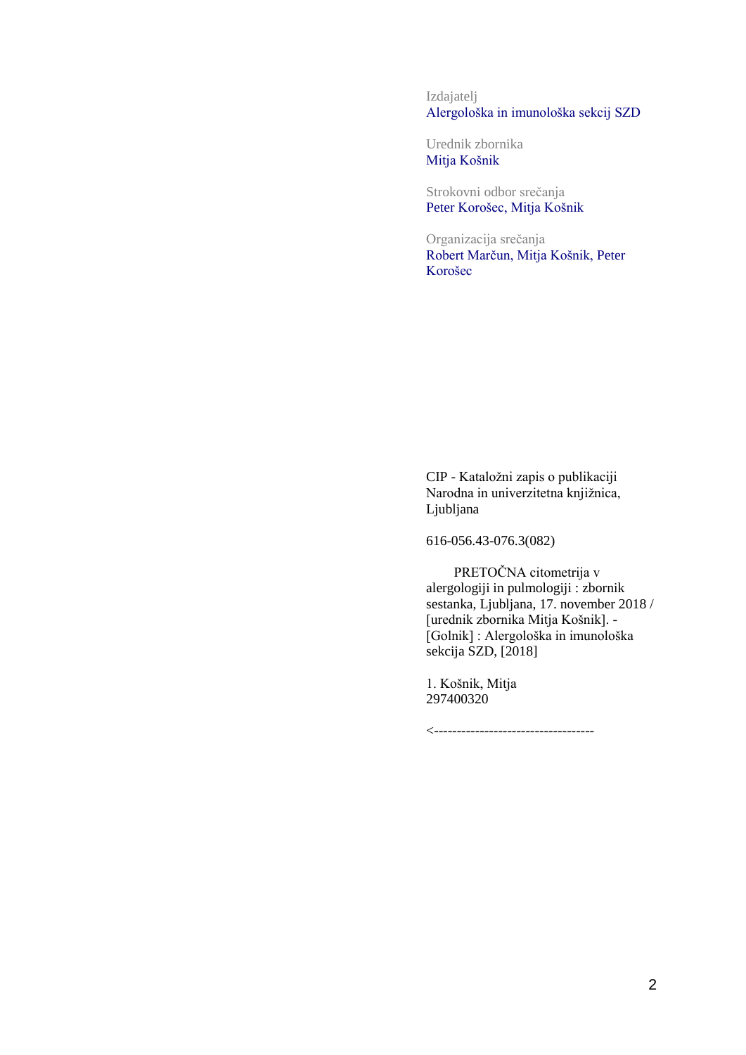Izdajatelj
Alergološka in imunološka sekcij SZD

Urednik zbornika
Mitja Košnik

Strokovni odbor srečanja
Peter Korošec, Mitja Košnik

Organizacija srečanja
Robert Marčun, Mitja Košnik, Peter Korošec

CIP - Kataložni zapis o publikaciji
Narodna in univerzitetna knjižnica, Ljubljana

616-056.43-076.3(082)

PRETOČNA citometrija v alergologiji in pulmologiji : zbornik sestanka, Ljubljana, 17. november 2018 / [urednik zbornika Mitja Košnik]. - [Golnik] : Alergološka in imunološka sekcija SZD, [2018]

1. Košnik, Mitja
297400320

<-----------------------------------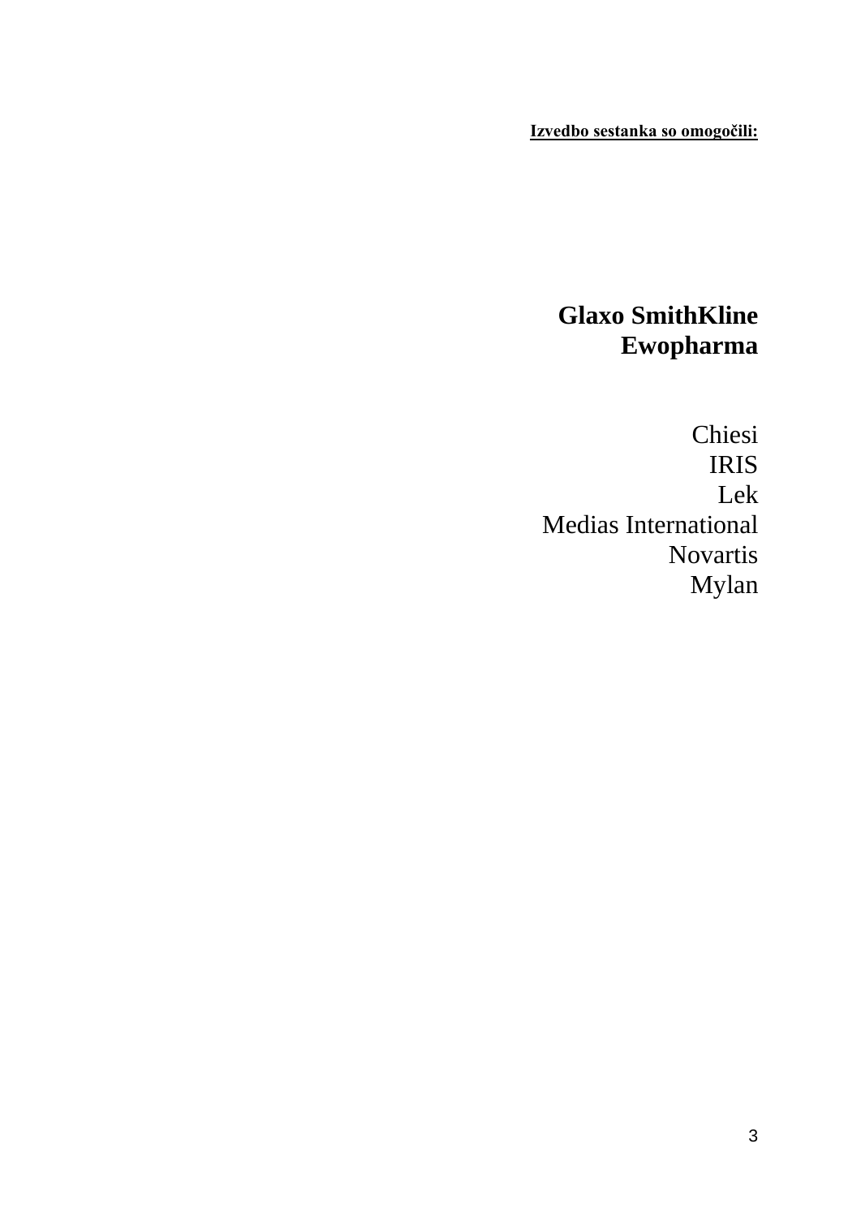**Izvedbo sestanka so omogočili:**

**Glaxo SmithKline**
**Ewopharma**

Chiesi
IRIS
Lek
Medias International
Novartis
Mylan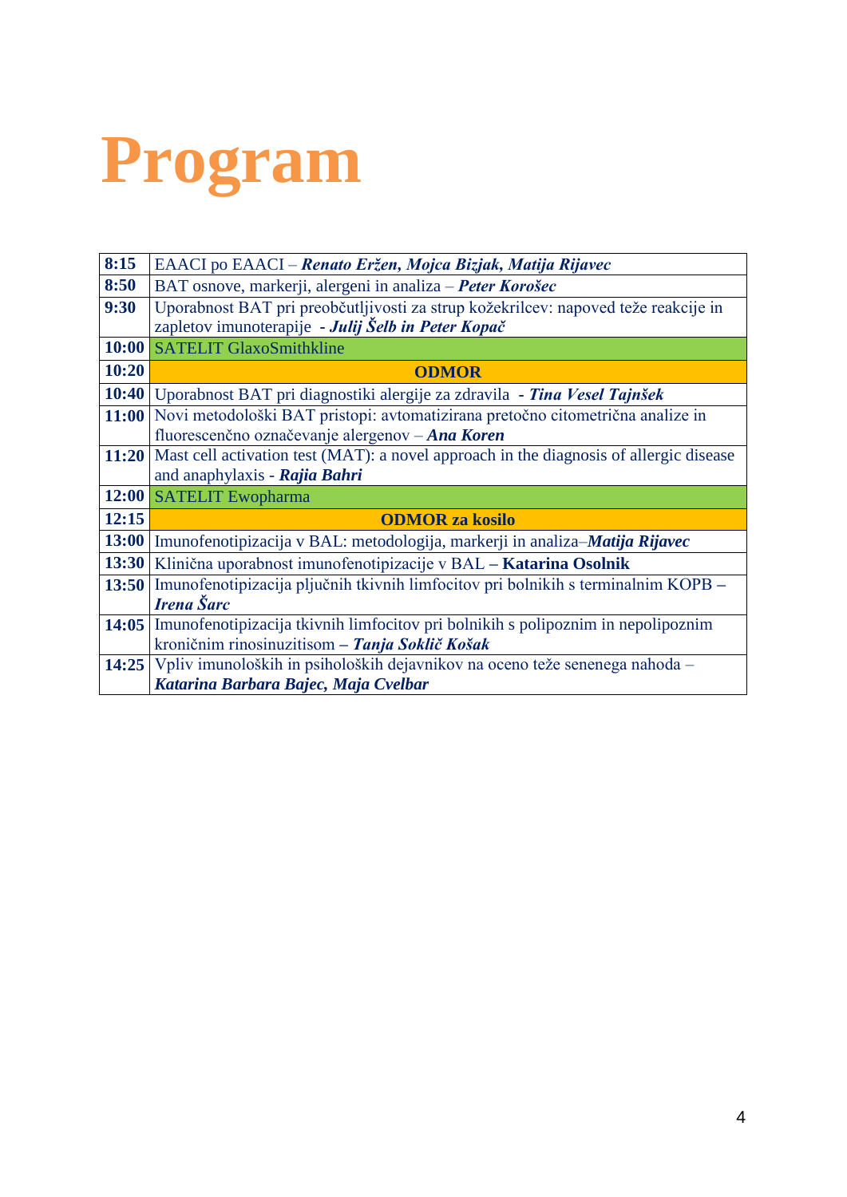# Program

| | |
|---|---|
| **8:15** | EAACI po EAACI – ***Renato Eržen, Mojca Bizjak, Matija Rijavec*** |
| **8:50** | BAT osnove, markerji, alergeni in analiza – ***Peter Korošec*** |
| **9:30** | Uporabnost BAT pri preobčutljivosti za strup kožekrilcev: napoved teže reakcije in zapletov imunoterapije - ***Julij Šelb in Peter Kopač*** |
| **10:00** | SATELIT GlaxoSmithkline |
| **10:20** | **ODMOR** |
| **10:40** | Uporabnost BAT pri diagnostiki alergije za zdravila - ***Tina Vesel Tajnšek*** |
| **11:00** | Novi metodološki BAT pristopi: avtomatizirana pretočno citometrična analize in fluorescenčno označevanje alergenov – ***Ana Koren*** |
| **11:20** | Mast cell activation test (MAT): a novel approach in the diagnosis of allergic disease and anaphylaxis - ***Rajia Bahri*** |
| **12:00** | SATELIT Ewopharma |
| **12:15** | **ODMOR za kosilo** |
| **13:00** | Imunofenotipizacija v BAL: metodologija, markerji in analiza–***Matija Rijavec*** |
| **13:30** | Klinična uporabnost imunofenotipizacije v BAL – **Katarina Osolnik** |
| **13:50** | Imunofenotipizacija pljučnih tkivnih limfocitov pri bolnikih s terminalnim KOPB – ***Irena Šarc*** |
| **14:05** | Imunofenotipizacija tkivnih limfocitov pri bolnikih s polipoznim in nepolipoznim kroničnim rinosinuzitisom – ***Tanja Soklič Košak*** |
| **14:25** | Vpliv imunoloških in psiholoških dejavnikov na oceno teže senenega nahoda – ***Katarina Barbara Bajec, Maja Cvelbar*** |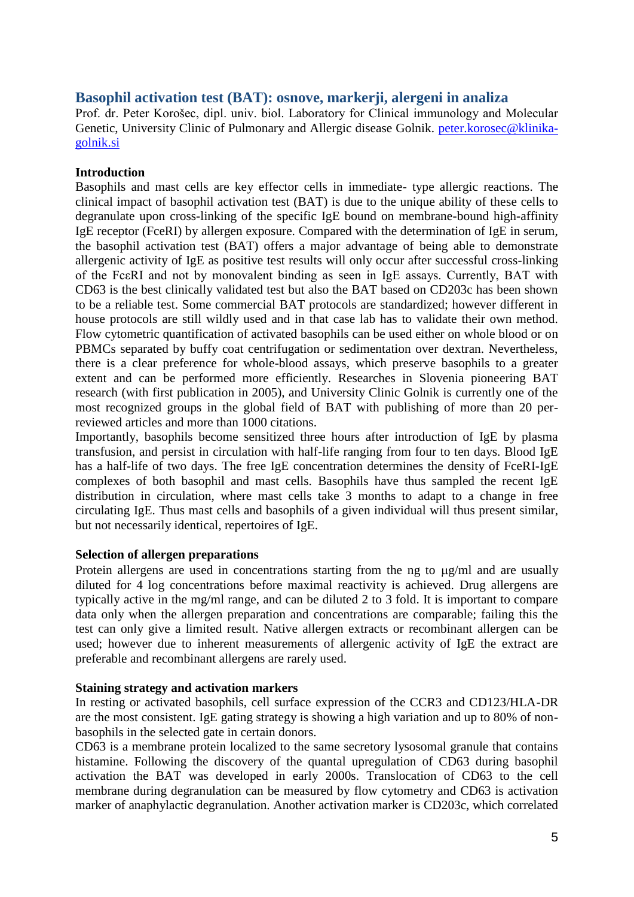## Basophil activation test (BAT): osnove, markerji, alergeni in analiza

Prof. dr. Peter Korošec, dipl. univ. biol. Laboratory for Clinical immunology and Molecular Genetic, University Clinic of Pulmonary and Allergic disease Golnik. peter.korosec@klinika-golnik.si

**Introduction**

Basophils and mast cells are key effector cells in immediate- type allergic reactions. The clinical impact of basophil activation test (BAT) is due to the unique ability of these cells to degranulate upon cross-linking of the specific IgE bound on membrane-bound high-affinity IgE receptor (FceRI) by allergen exposure. Compared with the determination of IgE in serum, the basophil activation test (BAT) offers a major advantage of being able to demonstrate allergenic activity of IgE as positive test results will only occur after successful cross-linking of the FcεRI and not by monovalent binding as seen in IgE assays. Currently, BAT with CD63 is the best clinically validated test but also the BAT based on CD203c has been shown to be a reliable test. Some commercial BAT protocols are standardized; however different in house protocols are still wildly used and in that case lab has to validate their own method. Flow cytometric quantification of activated basophils can be used either on whole blood or on PBMCs separated by buffy coat centrifugation or sedimentation over dextran. Nevertheless, there is a clear preference for whole-blood assays, which preserve basophils to a greater extent and can be performed more efficiently. Researches in Slovenia pioneering BAT research (with first publication in 2005), and University Clinic Golnik is currently one of the most recognized groups in the global field of BAT with publishing of more than 20 per-reviewed articles and more than 1000 citations.

Importantly, basophils become sensitized three hours after introduction of IgE by plasma transfusion, and persist in circulation with half-life ranging from four to ten days. Blood IgE has a half-life of two days. The free IgE concentration determines the density of FceRI-IgE complexes of both basophil and mast cells. Basophils have thus sampled the recent IgE distribution in circulation, where mast cells take 3 months to adapt to a change in free circulating IgE. Thus mast cells and basophils of a given individual will thus present similar, but not necessarily identical, repertoires of IgE.

**Selection of allergen preparations**

Protein allergens are used in concentrations starting from the ng to μg/ml and are usually diluted for 4 log concentrations before maximal reactivity is achieved. Drug allergens are typically active in the mg/ml range, and can be diluted 2 to 3 fold. It is important to compare data only when the allergen preparation and concentrations are comparable; failing this the test can only give a limited result. Native allergen extracts or recombinant allergen can be used; however due to inherent measurements of allergenic activity of IgE the extract are preferable and recombinant allergens are rarely used.

**Staining strategy and activation markers**

In resting or activated basophils, cell surface expression of the CCR3 and CD123/HLA-DR are the most consistent. IgE gating strategy is showing a high variation and up to 80% of non-basophils in the selected gate in certain donors.

CD63 is a membrane protein localized to the same secretory lysosomal granule that contains histamine. Following the discovery of the quantal upregulation of CD63 during basophil activation the BAT was developed in early 2000s. Translocation of CD63 to the cell membrane during degranulation can be measured by flow cytometry and CD63 is activation marker of anaphylactic degranulation. Another activation marker is CD203c, which correlated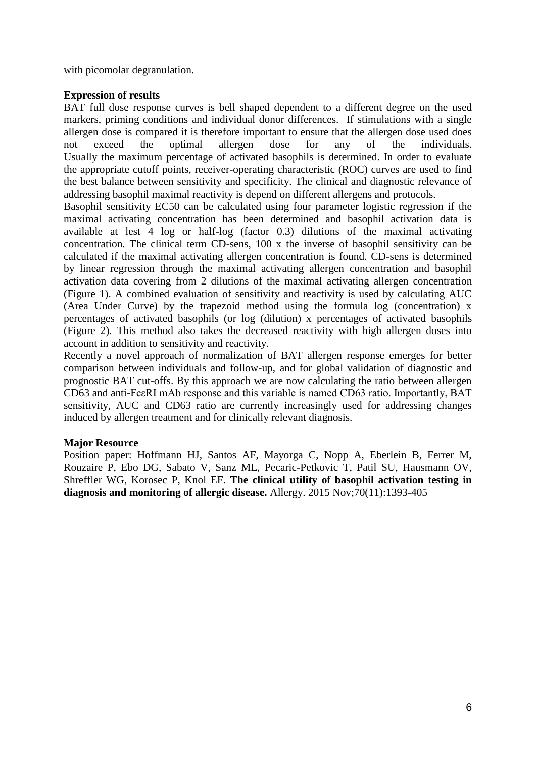with picomolar degranulation.

**Expression of results**

BAT full dose response curves is bell shaped dependent to a different degree on the used markers, priming conditions and individual donor differences. If stimulations with a single allergen dose is compared it is therefore important to ensure that the allergen dose used does not exceed the optimal allergen dose for any of the individuals. Usually the maximum percentage of activated basophils is determined. In order to evaluate the appropriate cutoff points, receiver-operating characteristic (ROC) curves are used to find the best balance between sensitivity and specificity. The clinical and diagnostic relevance of addressing basophil maximal reactivity is depend on different allergens and protocols.

Basophil sensitivity EC50 can be calculated using four parameter logistic regression if the maximal activating concentration has been determined and basophil activation data is available at lest 4 log or half-log (factor 0.3) dilutions of the maximal activating concentration. The clinical term CD-sens, 100 x the inverse of basophil sensitivity can be calculated if the maximal activating allergen concentration is found. CD-sens is determined by linear regression through the maximal activating allergen concentration and basophil activation data covering from 2 dilutions of the maximal activating allergen concentration (Figure 1). A combined evaluation of sensitivity and reactivity is used by calculating AUC (Area Under Curve) by the trapezoid method using the formula log (concentration) x percentages of activated basophils (or log (dilution) x percentages of activated basophils (Figure 2). This method also takes the decreased reactivity with high allergen doses into account in addition to sensitivity and reactivity.

Recently a novel approach of normalization of BAT allergen response emerges for better comparison between individuals and follow-up, and for global validation of diagnostic and prognostic BAT cut-offs. By this approach we are now calculating the ratio between allergen CD63 and anti-FcεRI mAb response and this variable is named CD63 ratio. Importantly, BAT sensitivity, AUC and CD63 ratio are currently increasingly used for addressing changes induced by allergen treatment and for clinically relevant diagnosis.

**Major Resource**

Position paper: Hoffmann HJ, Santos AF, Mayorga C, Nopp A, Eberlein B, Ferrer M, Rouzaire P, Ebo DG, Sabato V, Sanz ML, Pecaric-Petkovic T, Patil SU, Hausmann OV, Shreffler WG, Korosec P, Knol EF. **The clinical utility of basophil activation testing in diagnosis and monitoring of allergic disease.** Allergy. 2015 Nov;70(11):1393-405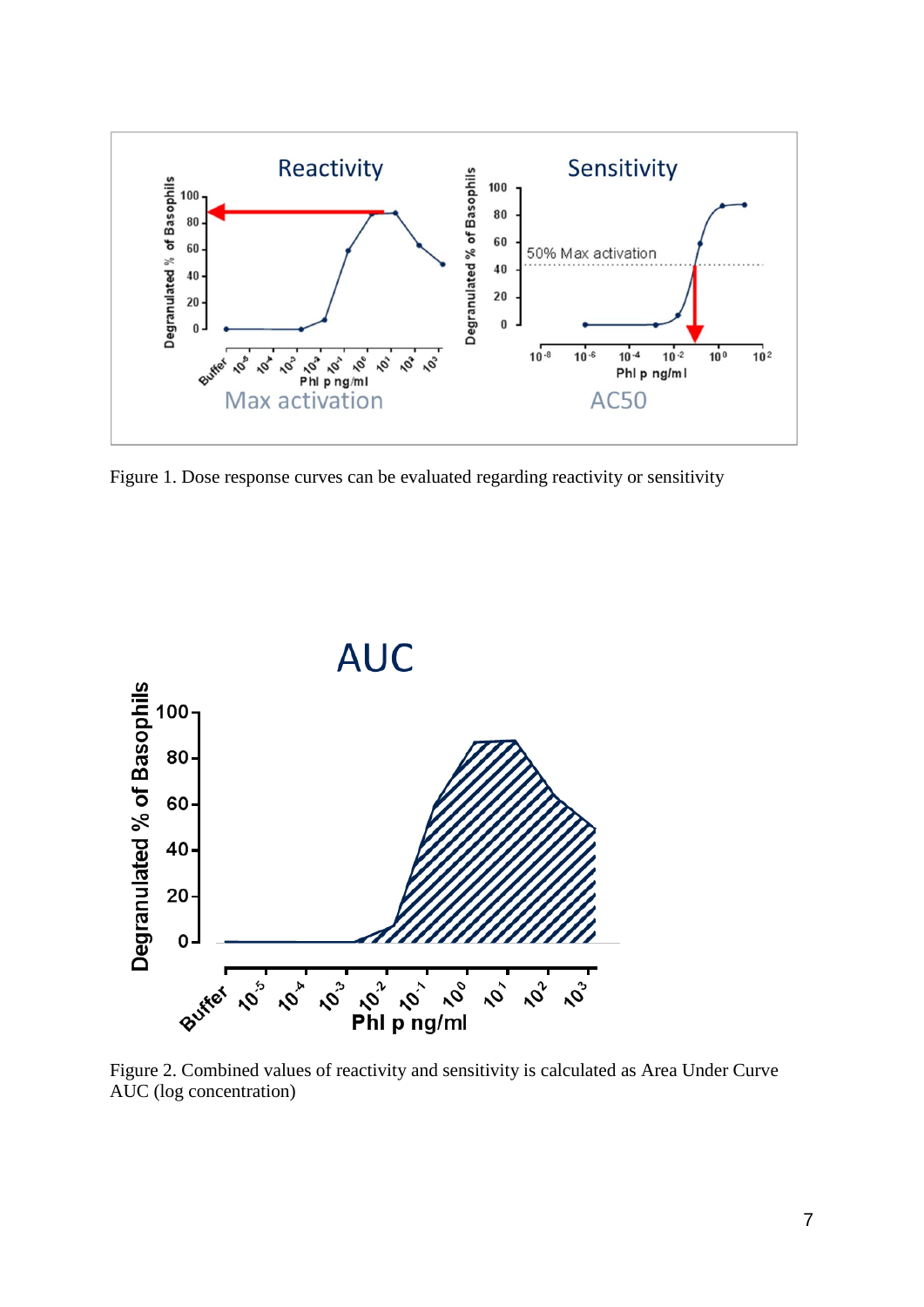Figure 1. Dose response curves can be evaluated regarding reactivity or sensitivity

Figure 2. Combined values of reactivity and sensitivity is calculated as Area Under Curve AUC (log concentration)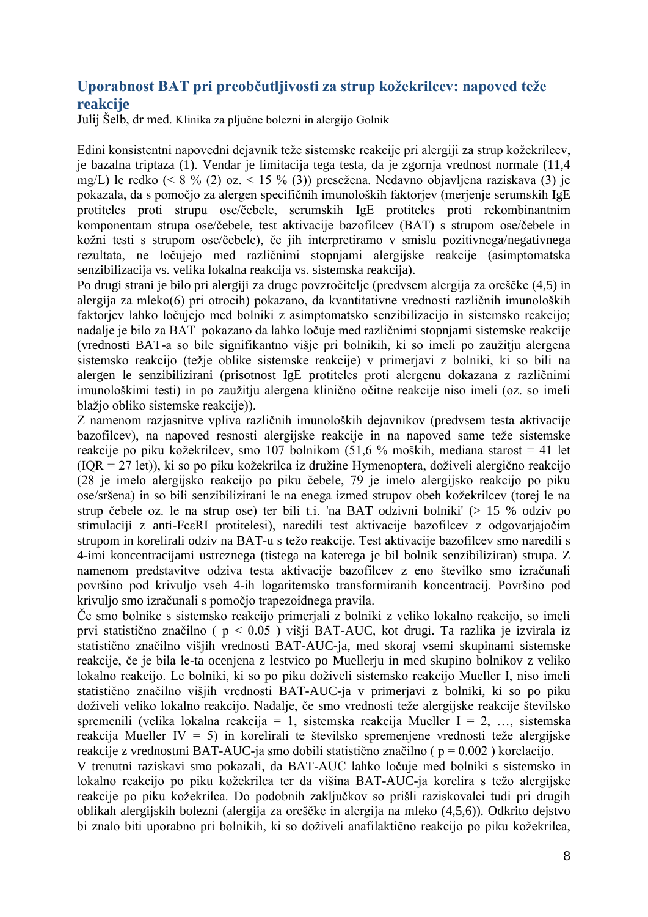## Uporabnost BAT pri preobčutljivosti za strup kožekrilcev: napoved teže reakcije

Julij Šelb, dr med. Klinika za pljučne bolezni in alergijo Golnik

Edini konsistentni napovedni dejavnik teže sistemske reakcije pri alergiji za strup kožekrilcev, je bazalna triptaza (1). Vendar je limitacija tega testa, da je zgornja vrednost normale (11,4 mg/L) le redko (< 8 % (2) oz. < 15 % (3)) presežena. Nedavno objavljena raziskava (3) je pokazala, da s pomočjo za alergen specifičnih imunoloških faktorjev (merjenje serumskih IgE protiteles proti strupu ose/čebele, serumskih IgE protiteles proti rekombinantnim komponentam strupa ose/čebele, test aktivacije bazofilcev (BAT) s strupom ose/čebele in kožni testi s strupom ose/čebele), če jih interpretiramo v smislu pozitivnega/negativnega rezultata, ne ločujejo med različnimi stopnjami alergijske reakcije (asimptomatska senzibilizacija vs. velika lokalna reakcija vs. sistemska reakcija).

Po drugi strani je bilo pri alergiji za druge povzročitelje (predvsem alergija za oreščke (4,5) in alergija za mleko(6) pri otrocih) pokazano, da kvantitativne vrednosti različnih imunoloških faktorjev lahko ločujejo med bolniki z asimptomatsko senzibilizacijo in sistemsko reakcijo; nadalje je bilo za BAT pokazano da lahko ločuje med različnimi stopnjami sistemske reakcije (vrednosti BAT-a so bile signifikantno višje pri bolnikih, ki so imeli po zaužitju alergena sistemsko reakcijo (težje oblike sistemske reakcije) v primerjavi z bolniki, ki so bili na alergen le senzibilizirani (prisotnost IgE protiteles proti alergenu dokazana z različnimi imunološkimi testi) in po zaužitju alergena klinično očitne reakcije niso imeli (oz. so imeli blažjo obliko sistemske reakcije)).

Z namenom razjasnitve vpliva različnih imunoloških dejavnikov (predvsem testa aktivacije bazofilcev), na napoved resnosti alergijske reakcije in na napoved same teže sistemske reakcije po piku kožekrilcev, smo 107 bolnikom (51,6 % moških, mediana starost = 41 let (IQR = 27 let)), ki so po piku kožekrilca iz družine Hymenoptera, doživeli alergično reakcijo (28 je imelo alergijsko reakcijo po piku čebele, 79 je imelo alergijsko reakcijo po piku ose/sršena) in so bili senzibilizirani le na enega izmed strupov obeh kožekrilcev (torej le na strup čebele oz. le na strup ose) ter bili t.i. 'na BAT odzivni bolniki' (> 15 % odziv po stimulaciji z anti-FcεRI protitelesi), naredili test aktivacije bazofilcev z odgovarjajočim strupom in korelirali odziv na BAT-u s težo reakcije. Test aktivacije bazofilcev smo naredili s 4-imi koncentracijami ustreznega (tistega na katerega je bil bolnik senzibiliziran) strupa. Z namenom predstavitve odziva testa aktivacije bazofilcev z eno številko smo izračunali površino pod krivuljo vseh 4-ih logaritemsko transformiranih koncentracij. Površino pod krivuljo smo izračunali s pomočjo trapezoidnega pravila.

Če smo bolnike s sistemsko reakcijo primerjali z bolniki z veliko lokalno reakcijo, so imeli prvi statistično značilno ( $p < 0.05$ ) višji BAT-AUC, kot drugi. Ta razlika je izvirala iz statistično značilno višjih vrednosti BAT-AUC-ja, med skoraj vsemi skupinami sistemske reakcije, če je bila le-ta ocenjena z lestvico po Muellerju in med skupino bolnikov z veliko lokalno reakcijo. Le bolniki, ki so po piku doživeli sistemsko reakcijo Mueller I, niso imeli statistično značilno višjih vrednosti BAT-AUC-ja v primerjavi z bolniki, ki so po piku doživeli veliko lokalno reakcijo. Nadalje, če smo vrednosti teže alergijske reakcije številsko spremenili (velika lokalna reakcija = 1, sistemska reakcija Mueller I = 2, …, sistemska reakcija Mueller IV = 5) in korelirali te številsko spremenjene vrednosti teže alergijske reakcije z vrednostmi BAT-AUC-ja smo dobili statistično značilno ( $p = 0.002$ ) korelacijo.

V trenutni raziskavi smo pokazali, da BAT-AUC lahko ločuje med bolniki s sistemsko in lokalno reakcijo po piku kožekrilca ter da višina BAT-AUC-ja korelira s težo alergijske reakcije po piku kožekrilca. Do podobnih zaključkov so prišli raziskovalci tudi pri drugih oblikah alergijskih bolezni (alergija za oreščke in alergija na mleko (4,5,6)). Odkrito dejstvo bi znalo biti uporabno pri bolnikih, ki so doživeli anafilaktično reakcijo po piku kožekrilca,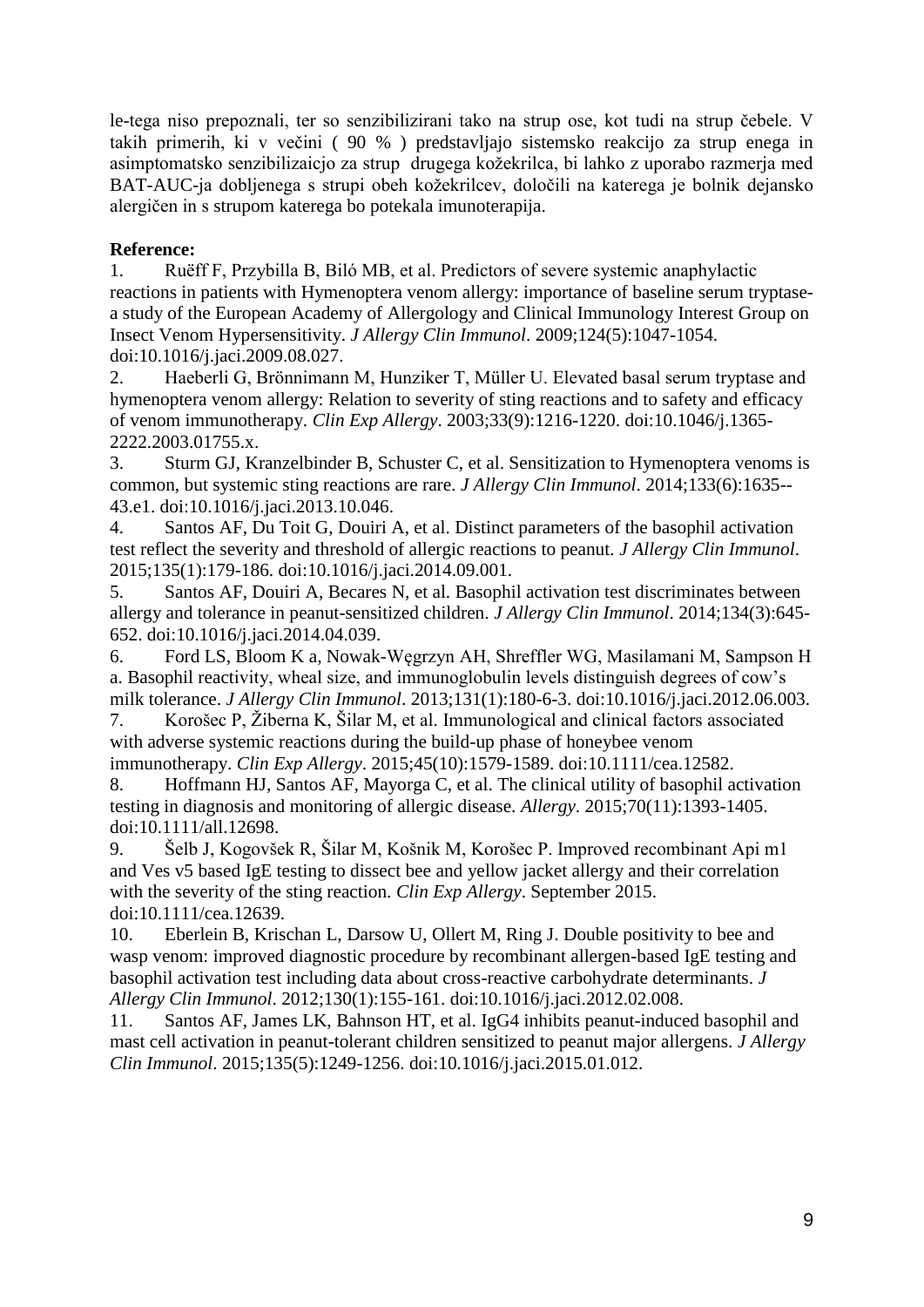le-tega niso prepoznali, ter so senzibilizirani tako na strup ose, kot tudi na strup čebele. V takih primerih, ki v večini ( 90 % ) predstavljajo sistemsko reakcijo za strup enega in asimptomatsko senzibilizaicjo za strup drugega kožekrilca, bi lahko z uporabo razmerja med BAT-AUC-ja dobljenega s strupi obeh kožekrilcev, določili na katerega je bolnik dejansko alergičen in s strupom katerega bo potekala imunoterapija.

**Reference:**

1. Ruëff F, Przybilla B, Biló MB, et al. Predictors of severe systemic anaphylactic reactions in patients with Hymenoptera venom allergy: importance of baseline serum tryptase-a study of the European Academy of Allergology and Clinical Immunology Interest Group on Insect Venom Hypersensitivity. *J Allergy Clin Immunol*. 2009;124(5):1047-1054. doi:10.1016/j.jaci.2009.08.027.
2. Haeberli G, Brönnimann M, Hunziker T, Müller U. Elevated basal serum tryptase and hymenoptera venom allergy: Relation to severity of sting reactions and to safety and efficacy of venom immunotherapy. *Clin Exp Allergy*. 2003;33(9):1216-1220. doi:10.1046/j.1365-2222.2003.01755.x.
3. Sturm GJ, Kranzelbinder B, Schuster C, et al. Sensitization to Hymenoptera venoms is common, but systemic sting reactions are rare. *J Allergy Clin Immunol*. 2014;133(6):1635--43.e1. doi:10.1016/j.jaci.2013.10.046.
4. Santos AF, Du Toit G, Douiri A, et al. Distinct parameters of the basophil activation test reflect the severity and threshold of allergic reactions to peanut. *J Allergy Clin Immunol*. 2015;135(1):179-186. doi:10.1016/j.jaci.2014.09.001.
5. Santos AF, Douiri A, Becares N, et al. Basophil activation test discriminates between allergy and tolerance in peanut-sensitized children. *J Allergy Clin Immunol*. 2014;134(3):645-652. doi:10.1016/j.jaci.2014.04.039.
6. Ford LS, Bloom K a, Nowak-Węgrzyn AH, Shreffler WG, Masilamani M, Sampson H a. Basophil reactivity, wheal size, and immunoglobulin levels distinguish degrees of cow's milk tolerance. *J Allergy Clin Immunol*. 2013;131(1):180-6-3. doi:10.1016/j.jaci.2012.06.003.
7. Korošec P, Žiberna K, Šilar M, et al. Immunological and clinical factors associated with adverse systemic reactions during the build-up phase of honeybee venom immunotherapy. *Clin Exp Allergy*. 2015;45(10):1579-1589. doi:10.1111/cea.12582.
8. Hoffmann HJ, Santos AF, Mayorga C, et al. The clinical utility of basophil activation testing in diagnosis and monitoring of allergic disease. *Allergy*. 2015;70(11):1393-1405. doi:10.1111/all.12698.
9. Šelb J, Kogovšek R, Šilar M, Košnik M, Korošec P. Improved recombinant Api m1 and Ves v5 based IgE testing to dissect bee and yellow jacket allergy and their correlation with the severity of the sting reaction. *Clin Exp Allergy*. September 2015. doi:10.1111/cea.12639.
10. Eberlein B, Krischan L, Darsow U, Ollert M, Ring J. Double positivity to bee and wasp venom: improved diagnostic procedure by recombinant allergen-based IgE testing and basophil activation test including data about cross-reactive carbohydrate determinants. *J Allergy Clin Immunol*. 2012;130(1):155-161. doi:10.1016/j.jaci.2012.02.008.
11. Santos AF, James LK, Bahnson HT, et al. IgG4 inhibits peanut-induced basophil and mast cell activation in peanut-tolerant children sensitized to peanut major allergens. *J Allergy Clin Immunol*. 2015;135(5):1249-1256. doi:10.1016/j.jaci.2015.01.012.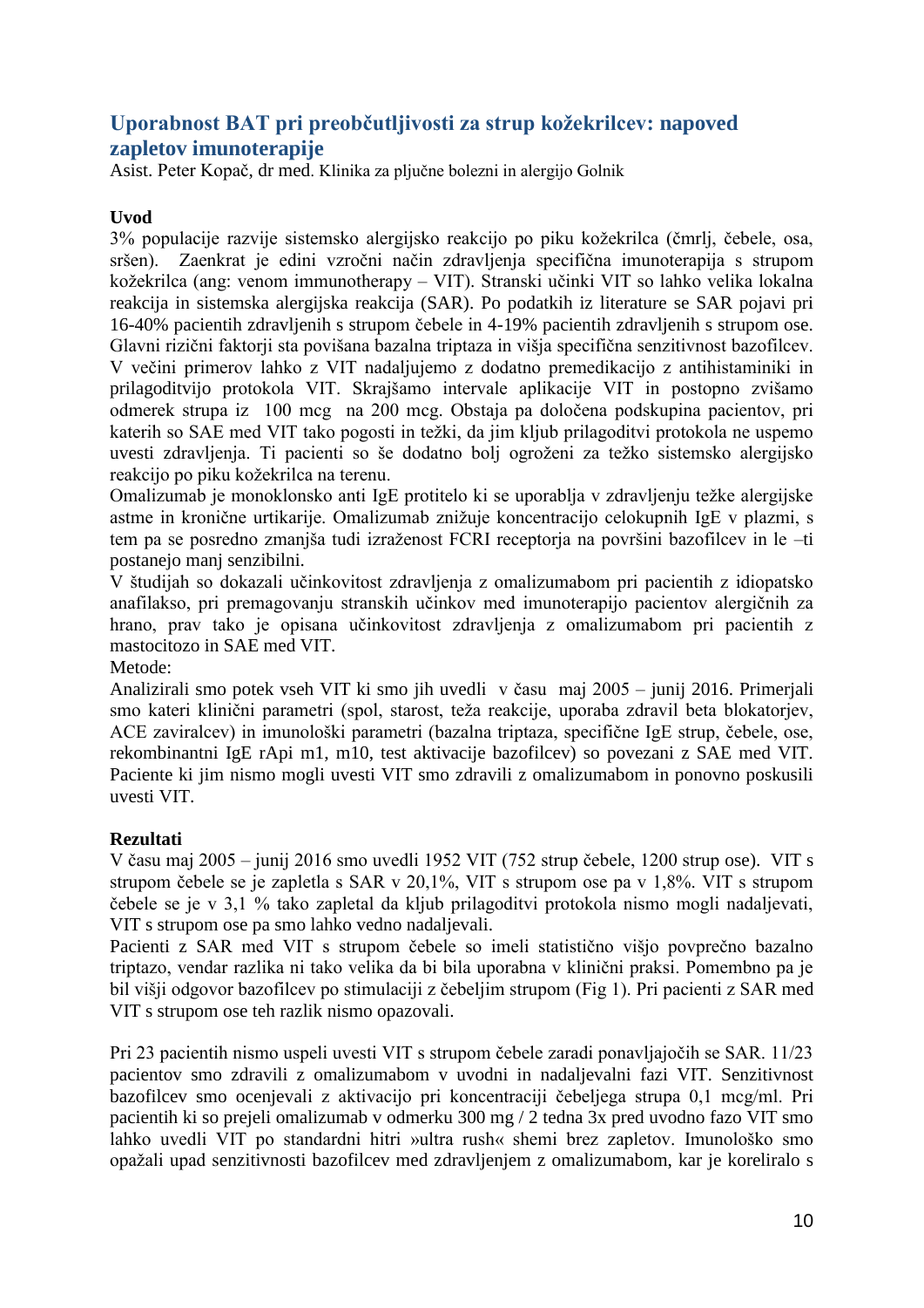## Uporabnost BAT pri preobčutljivosti za strup kožekrilcev: napoved zapletov imunoterapije

Asist. Peter Kopač, dr med. Klinika za pljučne bolezni in alergijo Golnik

**Uvod**

3% populacije razvije sistemsko alergijsko reakcijo po piku kožekrilca (čmrlj, čebele, osa, sršen). Zaenkrat je edini vzročni način zdravljenja specifična imunoterapija s strupom kožekrilca (ang: venom immunotherapy – VIT). Stranski učinki VIT so lahko velika lokalna reakcija in sistemska alergijska reakcija (SAR). Po podatkih iz literature se SAR pojavi pri 16-40% pacientih zdravljenih s strupom čebele in 4-19% pacientih zdravljenih s strupom ose. Glavni rizični faktorji sta povišana bazalna triptaza in višja specifična senzitivnost bazofilcev. V večini primerov lahko z VIT nadaljujemo z dodatno premedikacijo z antihistaminiki in prilagoditvijo protokola VIT. Skrajšamo intervale aplikacije VIT in postopno zvišamo odmerek strupa iz 100 mcg na 200 mcg. Obstaja pa določena podskupina pacientov, pri katerih so SAE med VIT tako pogosti in težki, da jim kljub prilagoditvi protokola ne uspemo uvesti zdravljenja. Ti pacienti so še dodatno bolj ogroženi za težko sistemsko alergijsko reakcijo po piku kožekrilca na terenu.

Omalizumab je monoklonsko anti IgE protitelo ki se uporablja v zdravljenju težke alergijske astme in kronične urtikarije. Omalizumab znižuje koncentracijo celokupnih IgE v plazmi, s tem pa se posredno zmanjša tudi izraženost FCRI receptorja na površini bazofilcev in le –ti postanejo manj senzibilni.

V študijah so dokazali učinkovitost zdravljenja z omalizumabom pri pacientih z idiopatsko anafilakso, pri premagovanju stranskih učinkov med imunoterapijo pacientov alergičnih za hrano, prav tako je opisana učinkovitost zdravljenja z omalizumabom pri pacientih z mastocitozo in SAE med VIT.

Metode:

Analizirali smo potek vseh VIT ki smo jih uvedli v času maj 2005 – junij 2016. Primerjali smo kateri klinični parametri (spol, starost, teža reakcije, uporaba zdravil beta blokatorjev, ACE zaviralcev) in imunološki parametri (bazalna triptaza, specifične IgE strup, čebele, ose, rekombinantni IgE rApi m1, m10, test aktivacije bazofilcev) so povezani z SAE med VIT. Paciente ki jim nismo mogli uvesti VIT smo zdravili z omalizumabom in ponovno poskusili uvesti VIT.

**Rezultati**

V času maj 2005 – junij 2016 smo uvedli 1952 VIT (752 strup čebele, 1200 strup ose). VIT s strupom čebele se je zapletla s SAR v 20,1%, VIT s strupom ose pa v 1,8%. VIT s strupom čebele se je v 3,1 % tako zapletal da kljub prilagoditvi protokola nismo mogli nadaljevati, VIT s strupom ose pa smo lahko vedno nadaljevali.

Pacienti z SAR med VIT s strupom čebele so imeli statistično višjo povprečno bazalno triptazo, vendar razlika ni tako velika da bi bila uporabna v klinični praksi. Pomembno pa je bil višji odgovor bazofilcev po stimulaciji z čebeljim strupom (Fig 1). Pri pacienti z SAR med VIT s strupom ose teh razlik nismo opazovali.

Pri 23 pacientih nismo uspeli uvesti VIT s strupom čebele zaradi ponavljajočih se SAR. 11/23 pacientov smo zdravili z omalizumabom v uvodni in nadaljevalni fazi VIT. Senzitivnost bazofilcev smo ocenjevali z aktivacijo pri koncentraciji čebeljega strupa 0,1 mcg/ml. Pri pacientih ki so prejeli omalizumab v odmerku 300 mg / 2 tedna 3x pred uvodno fazo VIT smo lahko uvedli VIT po standardni hitri »ultra rush« shemi brez zapletov. Imunološko smo opažali upad senzitivnosti bazofilcev med zdravljenjem z omalizumabom, kar je koreliralo s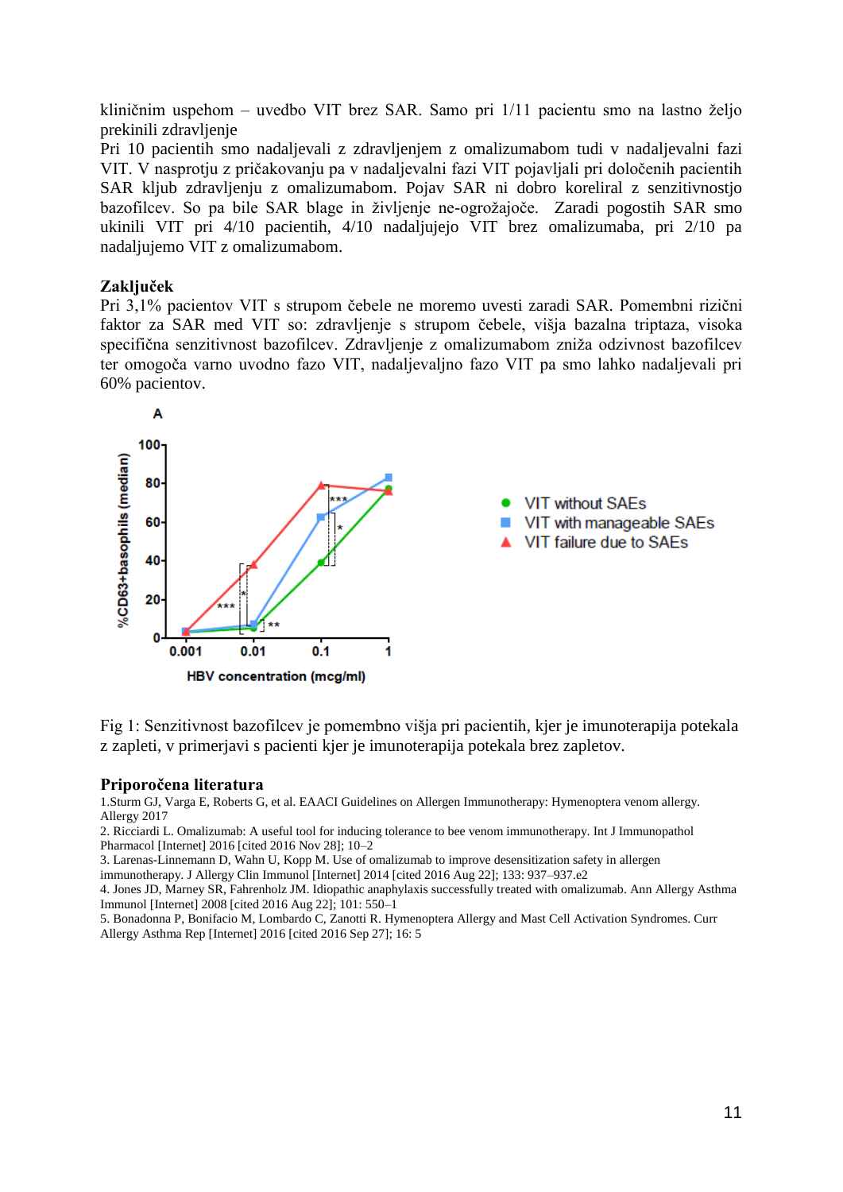kliničnim uspehom – uvedbo VIT brez SAR. Samo pri 1/11 pacientu smo na lastno željo prekinili zdravljenje

Pri 10 pacientih smo nadaljevali z zdravljenjem z omalizumabom tudi v nadaljevalni fazi VIT. V nasprotju z pričakovanju pa v nadaljevalni fazi VIT pojavljali pri določenih pacientih SAR kljub zdravljenju z omalizumabom. Pojav SAR ni dobro koreliral z senzitivnostjo bazofilcev. So pa bile SAR blage in življenje ne-ogrožajoče. Zaradi pogostih SAR smo ukinili VIT pri 4/10 pacientih, 4/10 nadaljujejo VIT brez omalizumaba, pri 2/10 pa nadaljujemo VIT z omalizumabom.

## Zaključek

Pri 3,1% pacientov VIT s strupom čebele ne moremo uvesti zaradi SAR. Pomembni rizični faktor za SAR med VIT so: zdravljenje s strupom čebele, višja bazalna triptaza, visoka specifična senzitivnost bazofilcev. Zdravljenje z omalizumabom zniža odzivnost bazofilcev ter omogoča varno uvodno fazo VIT, nadaljevaljno fazo VIT pa smo lahko nadaljevali pri 60% pacientov.

Fig 1: Senzitivnost bazofilcev je pomembno višja pri pacientih, kjer je imunoterapija potekala z zapleti, v primerjavi s pacienti kjer je imunoterapija potekala brez zapletov.

## Priporočena literatura

1.Sturm GJ, Varga E, Roberts G, et al. EAACI Guidelines on Allergen Immunotherapy: Hymenoptera venom allergy. Allergy 2017

2. Ricciardi L. Omalizumab: A useful tool for inducing tolerance to bee venom immunotherapy. Int J Immunopathol Pharmacol [Internet] 2016 [cited 2016 Nov 28]; 10–2

3. Larenas-Linnemann D, Wahn U, Kopp M. Use of omalizumab to improve desensitization safety in allergen immunotherapy. J Allergy Clin Immunol [Internet] 2014 [cited 2016 Aug 22]; 133: 937–937.e2

4. Jones JD, Marney SR, Fahrenholz JM. Idiopathic anaphylaxis successfully treated with omalizumab. Ann Allergy Asthma Immunol [Internet] 2008 [cited 2016 Aug 22]; 101: 550–1

5. Bonadonna P, Bonifacio M, Lombardo C, Zanotti R. Hymenoptera Allergy and Mast Cell Activation Syndromes. Curr Allergy Asthma Rep [Internet] 2016 [cited 2016 Sep 27]; 16: 5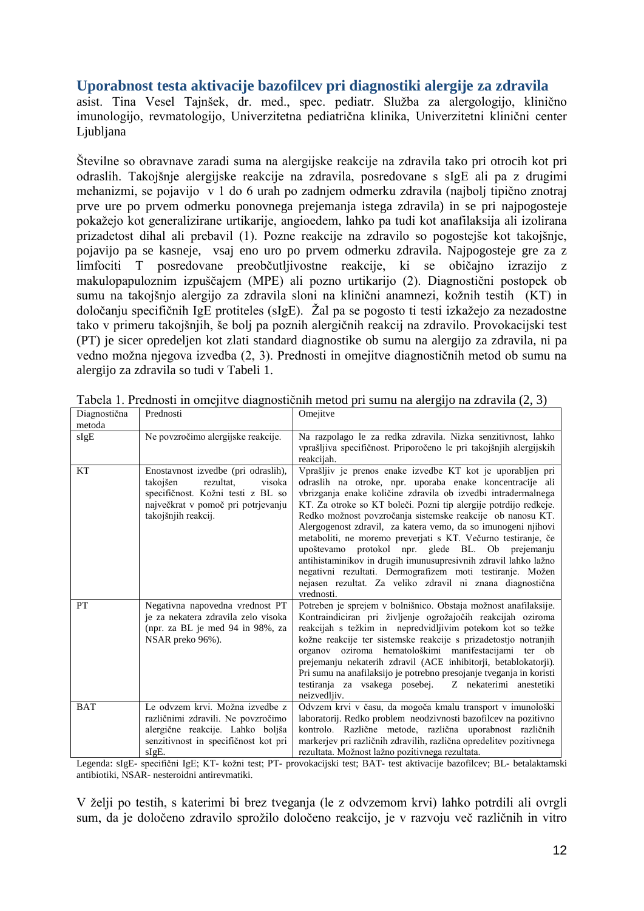## Uporabnost testa aktivacije bazofilcev pri diagnostiki alergije za zdravila

asist. Tina Vesel Tajnšek, dr. med., spec. pediatr. Služba za alergologijo, klinično imunologijo, revmatologijo, Univerzitetna pediatrična klinika, Univerzitetni klinični center Ljubljana

Številne so obravnave zaradi suma na alergijske reakcije na zdravila tako pri otrocih kot pri odraslih. Takojšnje alergijske reakcije na zdravila, posredovane s sIgE ali pa z drugimi mehanizmi, se pojavijo v 1 do 6 urah po zadnjem odmerku zdravila (najbolj tipično znotraj prve ure po prvem odmerku ponovnega prejemanja istega zdravila) in se pri najpogosteje pokažejo kot generalizirane urtikarije, angioedem, lahko pa tudi kot anafilaksija ali izolirana prizadetost dihal ali prebavil (1). Pozne reakcije na zdravilo so pogostejše kot takojšnje, pojavijo pa se kasneje, vsaj eno uro po prvem odmerku zdravila. Najpogosteje gre za z limfociti T posredovane preobčutljivostne reakcije, ki se običajno izrazijo z makulopapuloznim izpuščajem (MPE) ali pozno urtikarijo (2). Diagnostični postopek ob sumu na takojšnjo alergijo za zdravila sloni na klinični anamnezi, kožnih testih (KT) in določanju specifičnih IgE protiteles (sIgE). Žal pa se pogosto ti testi izkažejo za nezadostne tako v primeru takojšnjih, še bolj pa poznih alergičnih reakcij na zdravilo. Provokacijski test (PT) je sicer opredeljen kot zlati standard diagnostike ob sumu na alergijo za zdravila, ni pa vedno možna njegova izvedba (2, 3). Prednosti in omejitve diagnostičnih metod ob sumu na alergijo za zdravila so tudi v Tabeli 1.

Tabela 1. Prednosti in omejitve diagnostičnih metod pri sumu na alergijo na zdravila (2, 3)

| Diagnostična metoda | Prednosti | Omejitve |
|---|---|---|
| sIgE | Ne povzročimo alergijske reakcije. | Na razpolago le za redka zdravila. Nizka senzitivnost, lahko vprašljiva specifičnost. Priporočeno le pri takojšnjih alergijskih reakcijah. |
| KT | Enostavnost izvedbe (pri odraslih), takojšen rezultat, visoka specifičnost. Kožni testi z BL so največkrat v pomoč pri potrjevanju takojšnjih reakcij. | Vprašljiv je prenos enake izvedbe KT kot je uporabljen pri odraslih na otroke, npr. uporaba enake koncentracije ali vbrizganja enake količine zdravila ob izvedbi intradermalnega KT. Za otroke so KT boleči. Pozni tip alergije potrdijo redkeje. Redko možnost povzročanja sistemske reakcije ob nanosu KT. Alergogenost zdravil, za katera vemo, da so imunogeni njihovi metaboliti, ne moremo preverjati s KT. Večurno testiranje, če upoštevamo protokol npr. glede BL. Ob prejemanju antihistaminikov in drugih imunusupresivnih zdravil lahko lažno negativni rezultati. Dermografizem moti testiranje. Možen nejasen rezultat. Za veliko zdravil ni znana diagnostična vrednosti. |
| PT | Negativna napovedna vrednost PT je za nekatera zdravila zelo visoka (npr. za BL je med 94 in 98%, za NSAR preko 96%). | Potreben je sprejem v bolnišnico. Obstaja možnost anafilaksije. Kontraindiciran pri življenje ogrožajočih reakcijah oziroma reakcijah s težkim in nepredvidljivim potekom kot so težke kožne reakcije ter sistemske reakcije s prizadetostjo notranjih organov oziroma hematološkimi manifestacijami ter ob prejemanju nekaterih zdravil (ACE inhibitorji, betablokatorji). Pri sumu na anafilaksijo je potrebno presojanje tveganja in koristi testiranja za vsakega posebej. Z nekaterimi anestetiki neizvedljiv. |
| BAT | Le odvzem krvi. Možna izvedbe z različnimi zdravili. Ne povzročimo alergične reakcije. Lahko boljša senzitivnost in specifičnost kot pri sIgE. | Odvzem krvi v času, da mogoča kmalu transport v imunološki laboratorij. Redko problem neodzivnosti bazofilcev na pozitivno kontrolo. Različne metode, različna uporabnost različnih markerjev pri različnih zdravilih, različna opredelitev pozitivnega rezultata. Možnost lažno pozitivnega rezultata. |

Legenda: sIgE- specifični IgE; KT- kožni test; PT- provokacijski test; BAT- test aktivacije bazofilcev; BL- betalaktamski antibiotiki, NSAR- nesteroidni antirevmatiki.

V želji po testih, s katerimi bi brez tveganja (le z odvzemom krvi) lahko potrdili ali ovrgli sum, da je določeno zdravilo sprožilo določeno reakcijo, je v razvoju več različnih in vitro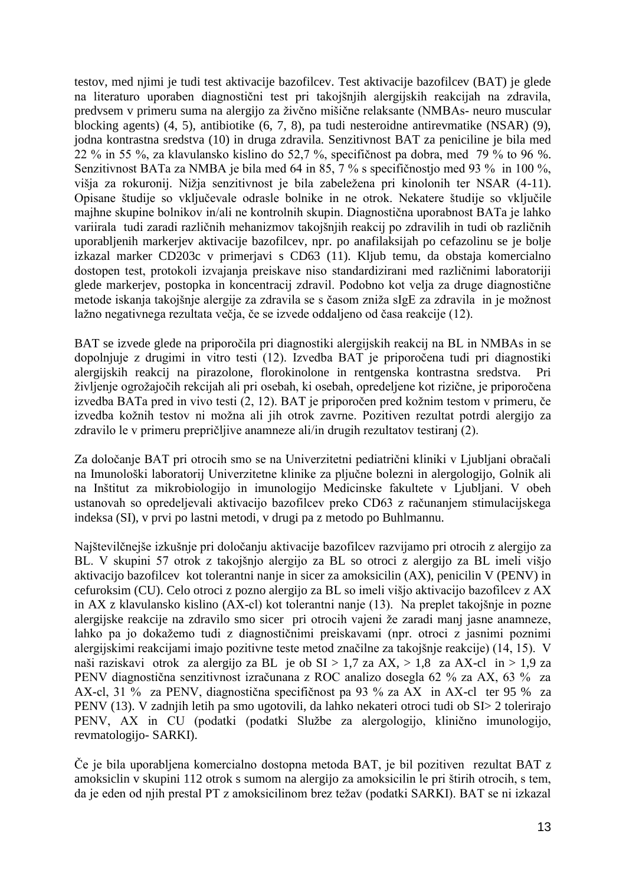testov, med njimi je tudi test aktivacije bazofilcev. Test aktivacije bazofilcev (BAT) je glede na literaturo uporaben diagnostični test pri takojšnjih alergijskih reakcijah na zdravila, predvsem v primeru suma na alergijo za živčno mišične relaksante (NMBAs- neuro muscular blocking agents) (4, 5), antibiotike (6, 7, 8), pa tudi nesteroidne antirevmatike (NSAR) (9), jodna kontrastna sredstva (10) in druga zdravila. Senzitivnost BAT za peniciline je bila med 22 % in 55 %, za klavulansko kislino do 52,7 %, specifičnost pa dobra, med 79 % to 96 %. Senzitivnost BATa za NMBA je bila med 64 in 85, 7 % s specifičnostjo med 93 % in 100 %, višja za rokuronij. Nižja senzitivnost je bila zabeležena pri kinolonih ter NSAR (4-11). Opisane študije so vključevale odrasle bolnike in ne otrok. Nekatere študije so vključile majhne skupine bolnikov in/ali ne kontrolnih skupin. Diagnostična uporabnost BATa je lahko variirala tudi zaradi različnih mehanizmov takojšnjih reakcij po zdravilih in tudi ob različnih uporabljenih markerjev aktivacije bazofilcev, npr. po anafilaksijah po cefazolinu se je bolje izkazal marker CD203c v primerjavi s CD63 (11). Kljub temu, da obstaja komercialno dostopen test, protokoli izvajanja preiskave niso standardizirani med različnimi laboratoriji glede markerjev, postopka in koncentracij zdravil. Podobno kot velja za druge diagnostične metode iskanja takojšnje alergije za zdravila se s časom zniža sIgE za zdravila in je možnost lažno negativnega rezultata večja, če se izvede oddaljeno od časa reakcije (12).

BAT se izvede glede na priporočila pri diagnostiki alergijskih reakcij na BL in NMBAs in se dopolnjuje z drugimi in vitro testi (12). Izvedba BAT je priporočena tudi pri diagnostiki alergijskih reakcij na pirazolone, florokinolone in rentgenska kontrastna sredstva. Pri življenje ogrožajočih rekcijah ali pri osebah, ki osebah, opredeljene kot rizične, je priporočena izvedba BATa pred in vivo testi (2, 12). BAT je priporočen pred kožnim testom v primeru, če izvedba kožnih testov ni možna ali jih otrok zavrne. Pozitiven rezultat potrdi alergijo za zdravilo le v primeru prepričljive anamneze ali/in drugih rezultatov testiranj (2).

Za določanje BAT pri otrocih smo se na Univerzitetni pediatrični kliniki v Ljubljani obračali na Imunološki laboratorij Univerzitetne klinike za pljučne bolezni in alergologijo, Golnik ali na Inštitut za mikrobiologijo in imunologijo Medicinske fakultete v Ljubljani. V obeh ustanovah so opredeljevali aktivacijo bazofilcev preko CD63 z računanjem stimulacijskega indeksa (SI), v prvi po lastni metodi, v drugi pa z metodo po Buhlmannu.

Najštevilčnejše izkušnje pri določanju aktivacije bazofilcev razvijamo pri otrocih z alergijo za BL. V skupini 57 otrok z takojšnjo alergijo za BL so otroci z alergijo za BL imeli višjo aktivacijo bazofilcev kot tolerantni nanje in sicer za amoksicilin (AX), penicilin V (PENV) in cefuroksim (CU). Celo otroci z pozno alergijo za BL so imeli višjo aktivacijo bazofilcev z AX in AX z klavulansko kislino (AX-cl) kot tolerantni nanje (13). Na preplet takojšnje in pozne alergijske reakcije na zdravilo smo sicer pri otrocih vajeni že zaradi manj jasne anamneze, lahko pa jo dokažemo tudi z diagnostičnimi preiskavami (npr. otroci z jasnimi poznimi alergijskimi reakcijami imajo pozitivne teste metod značilne za takojšnje reakcije) (14, 15). V naši raziskavi otrok za alergijo za BL je ob SI > 1,7 za AX, > 1,8 za AX-cl in > 1,9 za PENV diagnostična senzitivnost izračunana z ROC analizo dosegla 62 % za AX, 63 % za AX-cl, 31 % za PENV, diagnostična specifičnost pa 93 % za AX in AX-cl ter 95 % za PENV (13). V zadnjih letih pa smo ugotovili, da lahko nekateri otroci tudi ob SI> 2 tolerirajo PENV, AX in CU (podatki (podatki Službe za alergologijo, klinično imunologijo, revmatologijo- SARKI).

Če je bila uporabljena komercialno dostopna metoda BAT, je bil pozitiven rezultat BAT z amoksiclin v skupini 112 otrok s sumom na alergijo za amoksicilin le pri štirih otrocih, s tem, da je eden od njih prestal PT z amoksicilinom brez težav (podatki SARKI). BAT se ni izkazal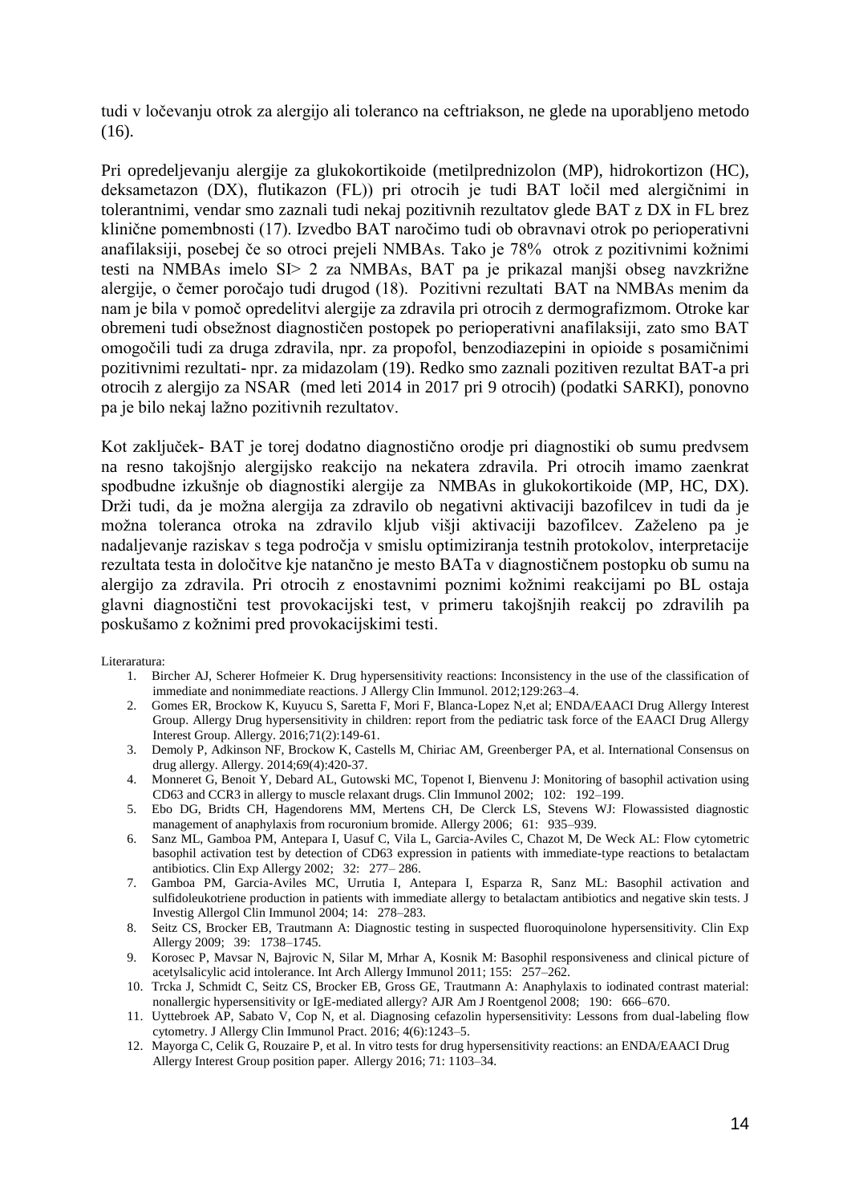tudi v ločevanju otrok za alergijo ali toleranco na ceftriakson, ne glede na uporabljeno metodo (16).

Pri opredeljevanju alergije za glukokortikoide (metilprednizolon (MP), hidrokortizon (HC), deksametazon (DX), flutikazon (FL)) pri otrocih je tudi BAT ločil med alergičnimi in tolerantnimi, vendar smo zaznali tudi nekaj pozitivnih rezultatov glede BAT z DX in FL brez klinične pomembnosti (17). Izvedbo BAT naročimo tudi ob obravnavi otrok po perioperativni anafilaksiji, posebej če so otroci prejeli NMBAs. Tako je 78% otrok z pozitivnimi kožnimi testi na NMBAs imelo SI> 2 za NMBAs, BAT pa je prikazal manjši obseg navzkrižne alergije, o čemer poročajo tudi drugod (18). Pozitivni rezultati BAT na NMBAs menim da nam je bila v pomoč opredelitvi alergije za zdravila pri otrocih z dermografizmom. Otroke kar obremeni tudi obsežnost diagnostičen postopek po perioperativni anafilaksiji, zato smo BAT omogočili tudi za druga zdravila, npr. za propofol, benzodiazepini in opioide s posamičnimi pozitivnimi rezultati- npr. za midazolam (19). Redko smo zaznali pozitiven rezultat BAT-a pri otrocih z alergijo za NSAR (med leti 2014 in 2017 pri 9 otrocih) (podatki SARKI), ponovno pa je bilo nekaj lažno pozitivnih rezultatov.

Kot zaključek- BAT je torej dodatno diagnostično orodje pri diagnostiki ob sumu predvsem na resno takojšnjo alergijsko reakcijo na nekatera zdravila. Pri otrocih imamo zaenkrat spodbudne izkušnje ob diagnostiki alergije za NMBAs in glukokortikoide (MP, HC, DX). Drži tudi, da je možna alergija za zdravilo ob negativni aktivaciji bazofilcev in tudi da je možna toleranca otroka na zdravilo kljub višji aktivaciji bazofilcev. Zaželeno pa je nadaljevanje raziskav s tega področja v smislu optimiziranja testnih protokolov, interpretacije rezultata testa in določitve kje natančno je mesto BATa v diagnostičnem postopku ob sumu na alergijo za zdravila. Pri otrocih z enostavnimi poznimi kožnimi reakcijami po BL ostaja glavni diagnostični test provokacijski test, v primeru takojšnjih reakcij po zdravilih pa poskušamo z kožnimi pred provokacijskimi testi.

Literaratura:

1. Bircher AJ, Scherer Hofmeier K. Drug hypersensitivity reactions: Inconsistency in the use of the classification of immediate and nonimmediate reactions. J Allergy Clin Immunol. 2012;129:263–4.
2. Gomes ER, Brockow K, Kuyucu S, Saretta F, Mori F, Blanca-Lopez N,et al; ENDA/EAACI Drug Allergy Interest Group. Allergy Drug hypersensitivity in children: report from the pediatric task force of the EAACI Drug Allergy Interest Group. Allergy. 2016;71(2):149-61.
3. Demoly P, Adkinson NF, Brockow K, Castells M, Chiriac AM, Greenberger PA, et al. International Consensus on drug allergy. Allergy. 2014;69(4):420-37.
4. Monneret G, Benoit Y, Debard AL, Gutowski MC, Topenot I, Bienvenu J: Monitoring of basophil activation using CD63 and CCR3 in allergy to muscle relaxant drugs. Clin Immunol 2002; 102: 192–199.
5. Ebo DG, Bridts CH, Hagendorens MM, Mertens CH, De Clerck LS, Stevens WJ: Flowassisted diagnostic management of anaphylaxis from rocuronium bromide. Allergy 2006; 61: 935–939.
6. Sanz ML, Gamboa PM, Antepara I, Uasuf C, Vila L, Garcia-Aviles C, Chazot M, De Weck AL: Flow cytometric basophil activation test by detection of CD63 expression in patients with immediate-type reactions to betalactam antibiotics. Clin Exp Allergy 2002; 32: 277– 286.
7. Gamboa PM, Garcia-Aviles MC, Urrutia I, Antepara I, Esparza R, Sanz ML: Basophil activation and sulfidoleukotriene production in patients with immediate allergy to betalactam antibiotics and negative skin tests. J Investig Allergol Clin Immunol 2004; 14: 278–283.
8. Seitz CS, Brocker EB, Trautmann A: Diagnostic testing in suspected fluoroquinolone hypersensitivity. Clin Exp Allergy 2009; 39: 1738–1745.
9. Korosec P, Mavsar N, Bajrovic N, Silar M, Mrhar A, Kosnik M: Basophil responsiveness and clinical picture of acetylsalicylic acid intolerance. Int Arch Allergy Immunol 2011; 155: 257–262.
10. Trcka J, Schmidt C, Seitz CS, Brocker EB, Gross GE, Trautmann A: Anaphylaxis to iodinated contrast material: nonallergic hypersensitivity or IgE-mediated allergy? AJR Am J Roentgenol 2008; 190: 666–670.
11. Uyttebroek AP, Sabato V, Cop N, et al. Diagnosing cefazolin hypersensitivity: Lessons from dual-labeling flow cytometry. J Allergy Clin Immunol Pract. 2016; 4(6):1243–5.
12. Mayorga C, Celik G, Rouzaire P, et al. In vitro tests for drug hypersensitivity reactions: an ENDA/EAACI Drug Allergy Interest Group position paper. Allergy 2016; 71: 1103–34.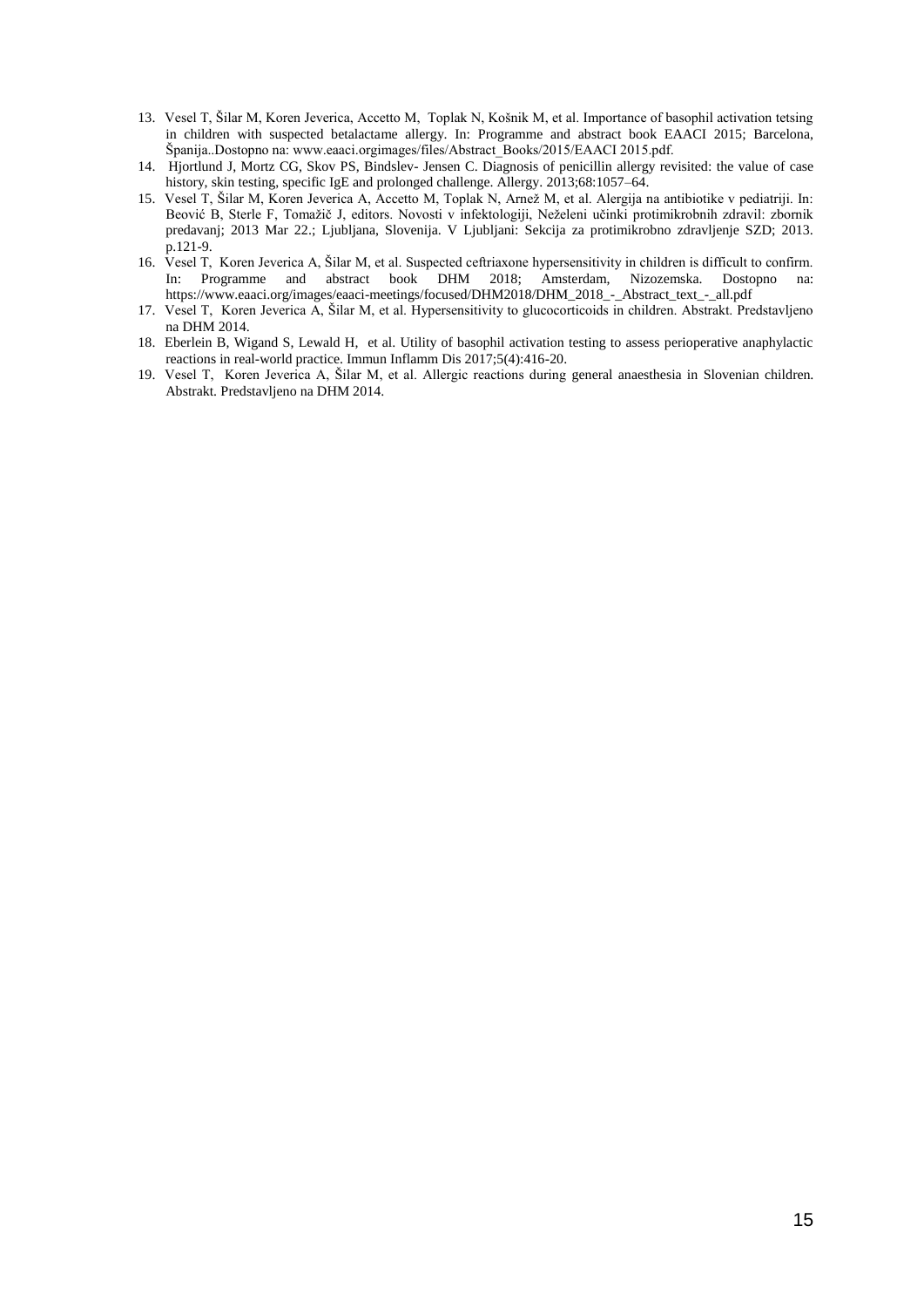13. Vesel T, Šilar M, Koren Jeverica, Accetto M, Toplak N, Košnik M, et al. Importance of basophil activation tetsing in children with suspected betalactame allergy. In: Programme and abstract book EAACI 2015; Barcelona, Španija..Dostopno na: www.eaaci.orgimages/files/Abstract_Books/2015/EAACI 2015.pdf.
14. Hjortlund J, Mortz CG, Skov PS, Bindslev- Jensen C. Diagnosis of penicillin allergy revisited: the value of case history, skin testing, specific IgE and prolonged challenge. Allergy. 2013;68:1057–64.
15. Vesel T, Šilar M, Koren Jeverica A, Accetto M, Toplak N, Arnež M, et al. Alergija na antibiotike v pediatriji. In: Beović B, Sterle F, Tomažič J, editors. Novosti v infektologiji, Neželeni učinki protimikrobnih zdravil: zbornik predavanj; 2013 Mar 22.; Ljubljana, Slovenija. V Ljubljani: Sekcija za protimikrobno zdravljenje SZD; 2013. p.121-9.
16. Vesel T, Koren Jeverica A, Šilar M, et al. Suspected ceftriaxone hypersensitivity in children is difficult to confirm. In: Programme and abstract book DHM 2018; Amsterdam, Nizozemska. Dostopno na: https://www.eaaci.org/images/eaaci-meetings/focused/DHM2018/DHM_2018_-_Abstract_text_-_all.pdf
17. Vesel T, Koren Jeverica A, Šilar M, et al. Hypersensitivity to glucocorticoids in children. Abstrakt. Predstavljeno na DHM 2014.
18. Eberlein B, Wigand S, Lewald H, et al. Utility of basophil activation testing to assess perioperative anaphylactic reactions in real-world practice. Immun Inflamm Dis 2017;5(4):416-20.
19. Vesel T, Koren Jeverica A, Šilar M, et al. Allergic reactions during general anaesthesia in Slovenian children. Abstrakt. Predstavljeno na DHM 2014.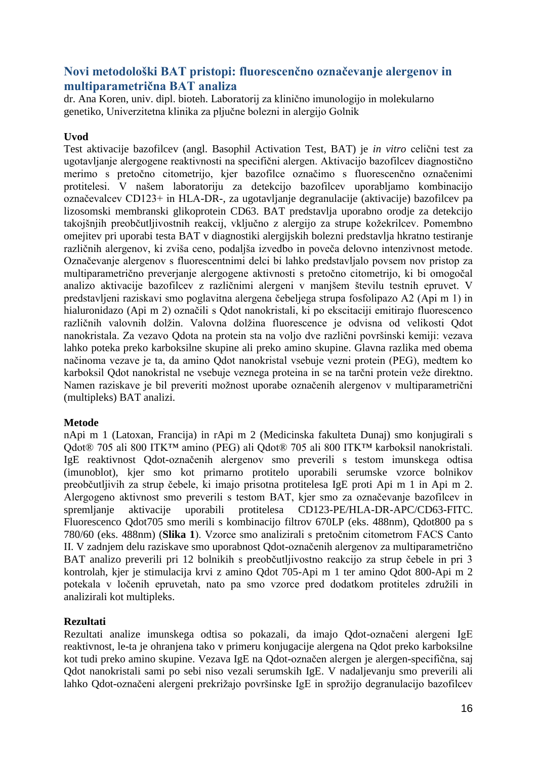## Novi metodološki BAT pristopi: fluorescenčno označevanje alergenov in multiparametrična BAT analiza

dr. Ana Koren, univ. dipl. bioteh. Laboratorij za klinično imunologijo in molekularno genetiko, Univerzitetna klinika za pljučne bolezni in alergijo Golnik

### Uvod

Test aktivacije bazofilcev (angl. Basophil Activation Test, BAT) je *in vitro* celični test za ugotavljanje alergogene reaktivnosti na specifični alergen. Aktivacijo bazofilcev diagnostično merimo s pretočno citometrijo, kjer bazofilce označimo s fluorescenčno označenimi protitelesi. V našem laboratoriju za detekcijo bazofilcev uporabljamo kombinacijo označevalcev CD123+ in HLA-DR-, za ugotavljanje degranulacije (aktivacije) bazofilcev pa lizosomski membranski glikoprotein CD63. BAT predstavlja uporabno orodje za detekcijo takojšnjih preobčutljivostnih reakcij, vključno z alergijo za strupe kožekrilcev. Pomembno omejitev pri uporabi testa BAT v diagnostiki alergijskih bolezni predstavlja hkratno testiranje različnih alergenov, ki zviša ceno, podaljša izvedbo in poveča delovno intenzivnost metode. Označevanje alergenov s fluorescentnimi delci bi lahko predstavljalo povsem nov pristop za multiparametrično preverjanje alergogene aktivnosti s pretočno citometrijo, ki bi omogočal analizo aktivacije bazofilcev z različnimi alergeni v manjšem številu testnih epruvet. V predstavljeni raziskavi smo poglavitna alergena čebeljega strupa fosfolipazo A2 (Api m 1) in hialuronidazo (Api m 2) označili s Qdot nanokristali, ki po ekscitaciji emitirajo fluorescenco različnih valovnih dolžin. Valovna dolžina fluorescence je odvisna od velikosti Qdot nanokristala. Za vezavo Qdota na protein sta na voljo dve različni površinski kemiji: vezava lahko poteka preko karboksilne skupine ali preko amino skupine. Glavna razlika med obema načinoma vezave je ta, da amino Qdot nanokristal vsebuje vezni protein (PEG), medtem ko karboksil Qdot nanokristal ne vsebuje veznega proteina in se na tarčni protein veže direktno. Namen raziskave je bil preveriti možnost uporabe označenih alergenov v multiparametrični (multipleks) BAT analizi.

### Metode

nApi m 1 (Latoxan, Francija) in rApi m 2 (Medicinska fakulteta Dunaj) smo konjugirali s Qdot® 705 ali 800 ITK™ amino (PEG) ali Qdot® 705 ali 800 ITK™ karboksil nanokristali. IgE reaktivnost Qdot-označenih alergenov smo preverili s testom imunskega odtisa (imunoblot), kjer smo kot primarno protitelo uporabili serumske vzorce bolnikov preobčutljivih za strup čebele, ki imajo prisotna protitelesa IgE proti Api m 1 in Api m 2. Alergogeno aktivnost smo preverili s testom BAT, kjer smo za označevanje bazofilcev in spremljanje aktivacije uporabili protitelesa CD123-PE/HLA-DR-APC/CD63-FITC. Fluorescenco Qdot705 smo merili s kombinacijo filtrov 670LP (eks. 488nm), Qdot800 pa s 780/60 (eks. 488nm) (**Slika 1**). Vzorce smo analizirali s pretočnim citometrom FACS Canto II. V zadnjem delu raziskave smo uporabnost Qdot-označenih alergenov za multiparametrično BAT analizo preverili pri 12 bolnikih s preobčutljivostno reakcijo za strup čebele in pri 3 kontrolah, kjer je stimulacija krvi z amino Qdot 705-Api m 1 ter amino Qdot 800-Api m 2 potekala v ločenih epruvetah, nato pa smo vzorce pred dodatkom protiteles združili in analizirali kot multipleks.

### Rezultati

Rezultati analize imunskega odtisa so pokazali, da imajo Qdot-označeni alergeni IgE reaktivnost, le-ta je ohranjena tako v primeru konjugacije alergena na Qdot preko karboksilne kot tudi preko amino skupine. Vezava IgE na Qdot-označen alergen je alergen-specifična, saj Qdot nanokristali sami po sebi niso vezali serumskih IgE. V nadaljevanju smo preverili ali lahko Qdot-označeni alergeni prekrižajo površinske IgE in sprožijo degranulacijo bazofilcev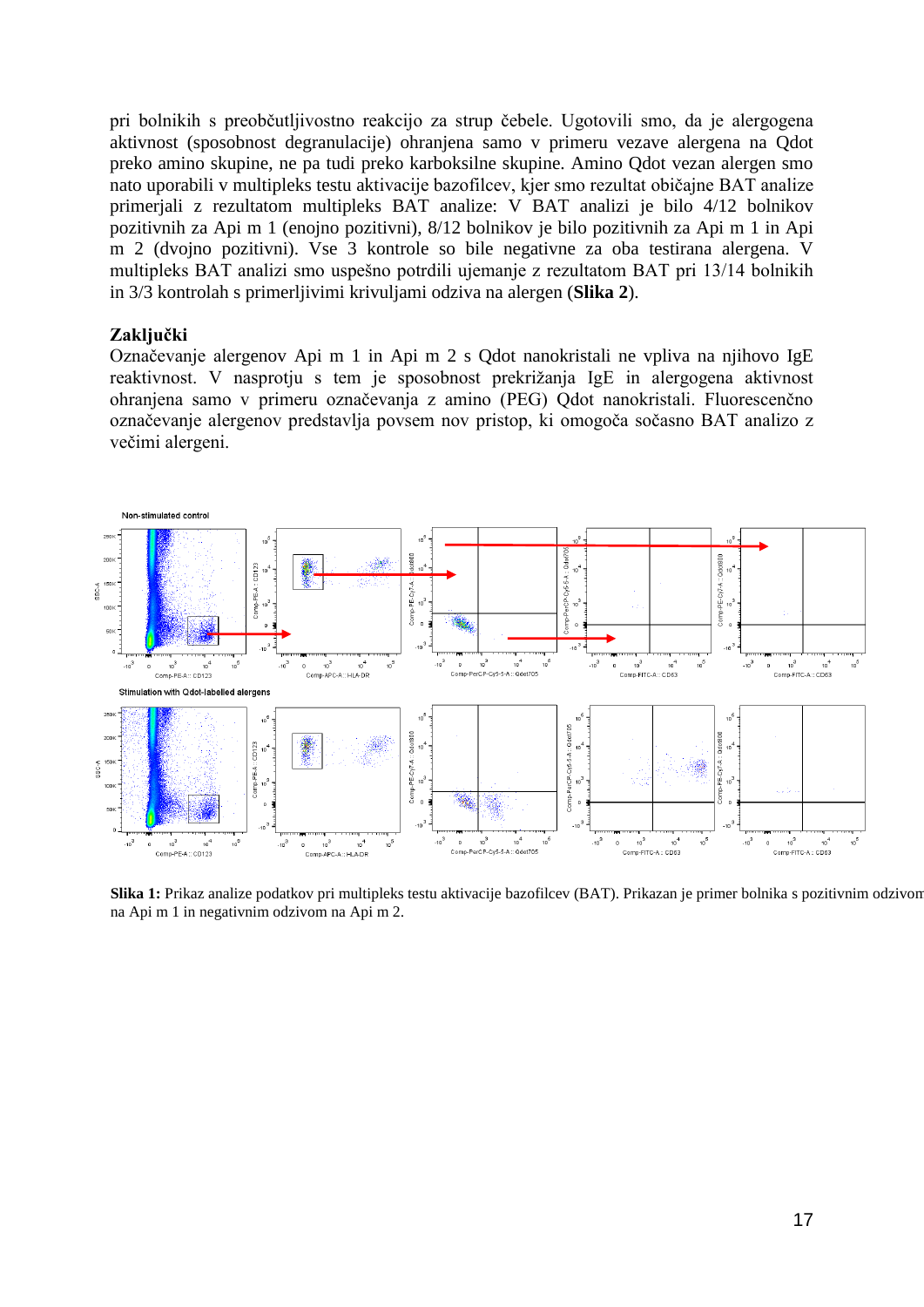pri bolnikih s preobčutljivostno reakcijo za strup čebele. Ugotovili smo, da je alergogena aktivnost (sposobnost degranulacije) ohranjena samo v primeru vezave alergena na Qdot preko amino skupine, ne pa tudi preko karboksilne skupine. Amino Qdot vezan alergen smo nato uporabili v multipleks testu aktivacije bazofilcev, kjer smo rezultat običajne BAT analize primerjali z rezultatom multipleks BAT analize: V BAT analizi je bilo 4/12 bolnikov pozitivnih za Api m 1 (enojno pozitivni), 8/12 bolnikov je bilo pozitivnih za Api m 1 in Api m 2 (dvojno pozitivni). Vse 3 kontrole so bile negativne za oba testirana alergena. V multipleks BAT analizi smo uspešno potrdili ujemanje z rezultatom BAT pri 13/14 bolnikih in 3/3 kontrolah s primerljivimi krivuljami odziva na alergen (**Slika 2**).

## Zaključki

Označevanje alergenov Api m 1 in Api m 2 s Qdot nanokristali ne vpliva na njihovo IgE reaktivnost. V nasprotju s tem je sposobnost prekrižanja IgE in alergogena aktivnost ohranjena samo v primeru označevanja z amino (PEG) Qdot nanokristali. Fluorescenčno označevanje alergenov predstavlja povsem nov pristop, ki omogoča sočasno BAT analizo z večimi alergeni.

**Slika 1:** Prikaz analize podatkov pri multipleks testu aktivacije bazofilcev (BAT). Prikazan je primer bolnika s pozitivnim odzivom na Api m 1 in negativnim odzivom na Api m 2.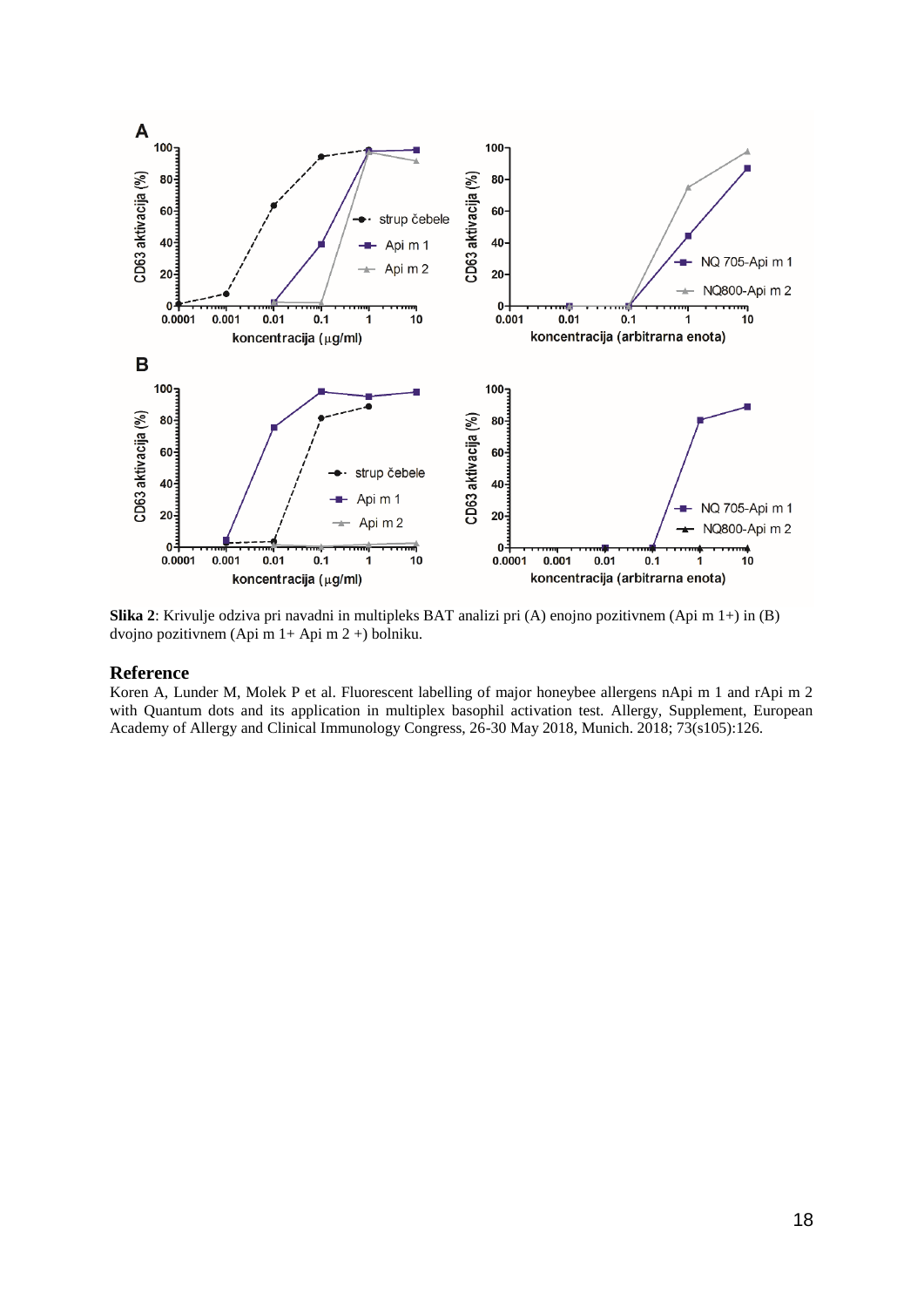**Slika 2**: Krivulje odziva pri navadni in multipleks BAT analizi pri (A) enojno pozitivnem (Api m 1+) in (B) dvojno pozitivnem (Api m 1+ Api m 2 +) bolniku.

## Reference

Koren A, Lunder M, Molek P et al. Fluorescent labelling of major honeybee allergens nApi m 1 and rApi m 2 with Quantum dots and its application in multiplex basophil activation test. Allergy, Supplement, European Academy of Allergy and Clinical Immunology Congress, 26-30 May 2018, Munich. 2018; 73(s105):126.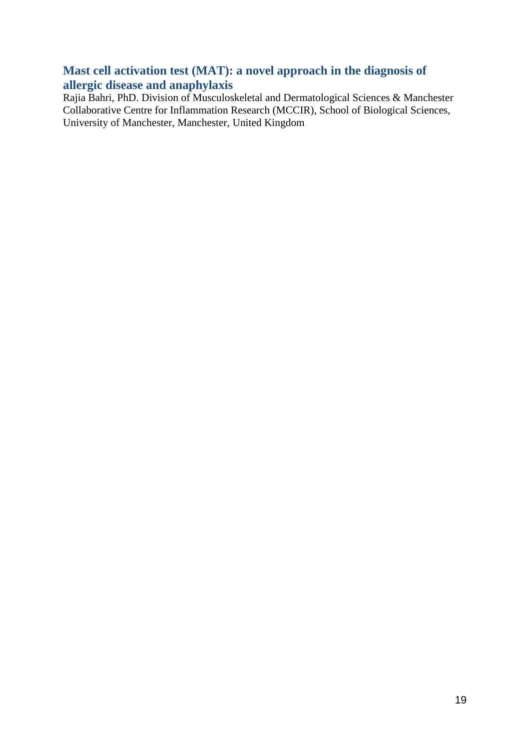## Mast cell activation test (MAT): a novel approach in the diagnosis of allergic disease and anaphylaxis

Rajia Bahri, PhD. Division of Musculoskeletal and Dermatological Sciences & Manchester Collaborative Centre for Inflammation Research (MCCIR), School of Biological Sciences, University of Manchester, Manchester, United Kingdom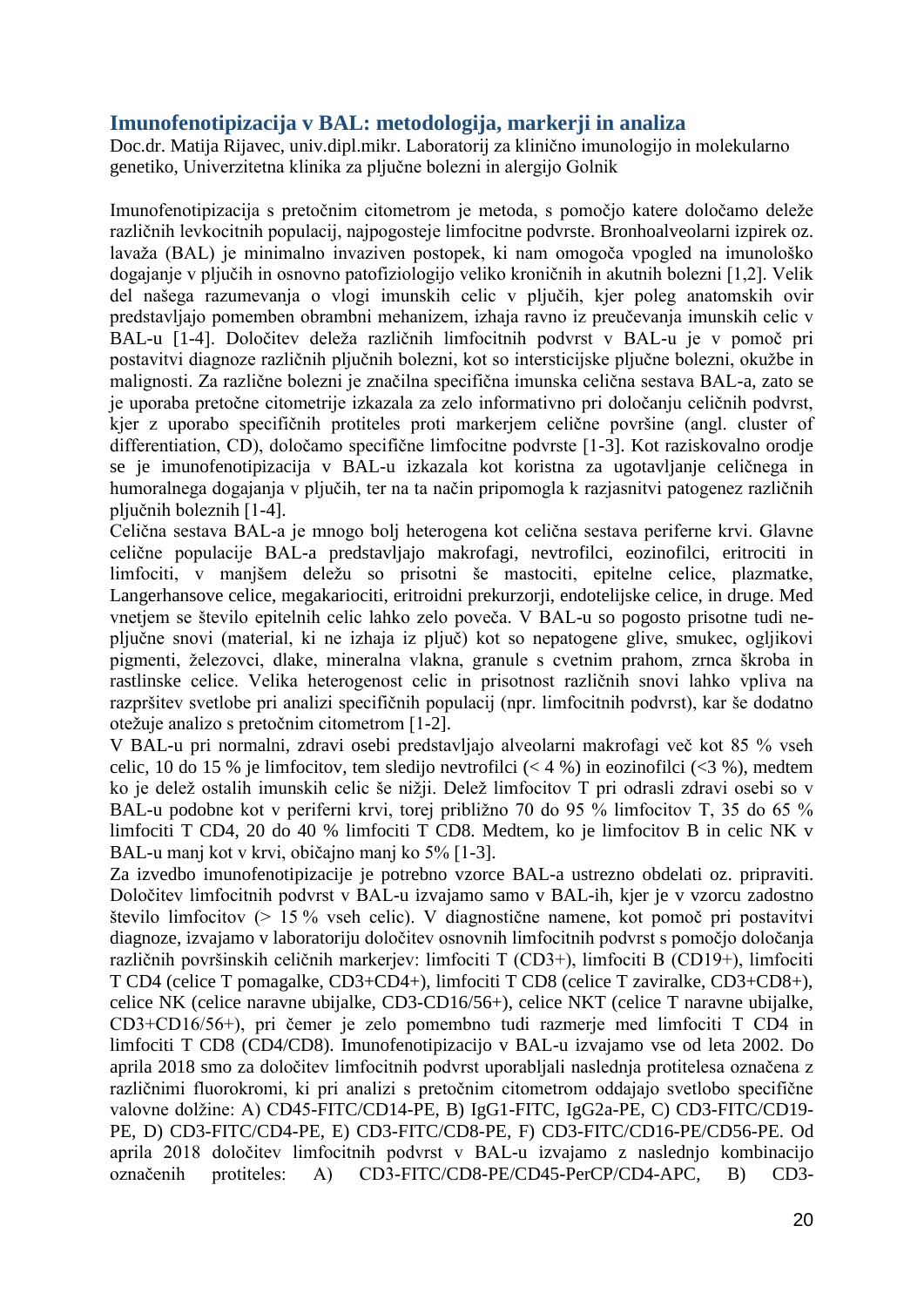## Imunofenotipizacija v BAL: metodologija, markerji in analiza

Doc.dr. Matija Rijavec, univ.dipl.mikr. Laboratorij za klinično imunologijo in molekularno genetiko, Univerzitetna klinika za pljučne bolezni in alergijo Golnik

Imunofenotipizacija s pretočnim citometrom je metoda, s pomočjo katere določamo deleže različnih levkocitnih populacij, najpogosteje limfocitne podvrste. Bronhoalveolarni izpirek oz. lavaža (BAL) je minimalno invaziven postopek, ki nam omogoča vpogled na imunološko dogajanje v pljučih in osnovno patofiziologijo veliko kroničnih in akutnih bolezni [1,2]. Velik del našega razumevanja o vlogi imunskih celic v pljučih, kjer poleg anatomskih ovir predstavljajo pomemben obrambni mehanizem, izhaja ravno iz preučevanja imunskih celic v BAL-u [1-4]. Določitev deleža različnih limfocitnih podvrst v BAL-u je v pomoč pri postavitvi diagnoze različnih pljučnih bolezni, kot so intersticijske pljučne bolezni, okužbe in malignosti. Za različne bolezni je značilna specifična imunska celična sestava BAL-a, zato se je uporaba pretočne citometrije izkazala za zelo informativno pri določanju celičnih podvrst, kjer z uporabo specifičnih protiteles proti markerjem celične površine (angl. cluster of differentiation, CD), določamo specifične limfocitne podvrste [1-3]. Kot raziskovalno orodje se je imunofenotipizacija v BAL-u izkazala kot koristna za ugotavljanje celičnega in humoralnega dogajanja v pljučih, ter na ta način pripomogla k razjasnitvi patogenez različnih pljučnih boleznih [1-4].

Celična sestava BAL-a je mnogo bolj heterogena kot celična sestava periferne krvi. Glavne celične populacije BAL-a predstavljajo makrofagi, nevtrofilci, eozinofilci, eritrociti in limfociti, v manjšem deležu so prisotni še mastociti, epitelne celice, plazmatke, Langerhansove celice, megakariociti, eritroidni prekurzorji, endotelijske celice, in druge. Med vnetjem se število epitelnih celic lahko zelo poveča. V BAL-u so pogosto prisotne tudi ne-pljučne snovi (material, ki ne izhaja iz pljuč) kot so nepatogene glive, smukec, ogljikovi pigmenti, železovci, dlake, mineralna vlakna, granule s cvetnim prahom, zrnca škroba in rastlinske celice. Velika heterogenost celic in prisotnost različnih snovi lahko vpliva na razpršitev svetlobe pri analizi specifičnih populacij (npr. limfocitnih podvrst), kar še dodatno otežuje analizo s pretočnim citometrom [1-2].

V BAL-u pri normalni, zdravi osebi predstavljajo alveolarni makrofagi več kot 85 % vseh celic, 10 do 15 % je limfocitov, tem sledijo nevtrofilci (< 4 %) in eozinofilci (<3 %), medtem ko je delež ostalih imunskih celic še nižji. Delež limfocitov T pri odrasli zdravi osebi so v BAL-u podobne kot v periferni krvi, torej približno 70 do 95 % limfocitov T, 35 do 65 % limfociti T CD4, 20 do 40 % limfociti T CD8. Medtem, ko je limfocitov B in celic NK v BAL-u manj kot v krvi, običajno manj ko 5% [1-3].

Za izvedbo imunofenotipizacije je potrebno vzorce BAL-a ustrezno obdelati oz. pripraviti. Določitev limfocitnih podvrst v BAL-u izvajamo samo v BAL-ih, kjer je v vzorcu zadostno število limfocitov (> 15 % vseh celic). V diagnostične namene, kot pomoč pri postavitvi diagnoze, izvajamo v laboratoriju določitev osnovnih limfocitnih podvrst s pomočjo določanja različnih površinskih celičnih markerjev: limfociti T (CD3+), limfociti B (CD19+), limfociti T CD4 (celice T pomagalke, CD3+CD4+), limfociti T CD8 (celice T zaviralke, CD3+CD8+), celice NK (celice naravne ubijalke, CD3-CD16/56+), celice NKT (celice T naravne ubijalke, CD3+CD16/56+), pri čemer je zelo pomembno tudi razmerje med limfociti T CD4 in limfociti T CD8 (CD4/CD8). Imunofenotipizacijo v BAL-u izvajamo vse od leta 2002. Do aprila 2018 smo za določitev limfocitnih podvrst uporabljali naslednja protitelesa označena z različnimi fluorokromi, ki pri analizi s pretočnim citometrom oddajajo svetlobo specifične valovne dolžine: A) CD45-FITC/CD14-PE, B) IgG1-FITC, IgG2a-PE, C) CD3-FITC/CD19-PE, D) CD3-FITC/CD4-PE, E) CD3-FITC/CD8-PE, F) CD3-FITC/CD16-PE/CD56-PE. Od aprila 2018 določitev limfocitnih podvrst v BAL-u izvajamo z naslednjo kombinacijo označenih protiteles: A) CD3-FITC/CD8-PE/CD45-PerCP/CD4-APC, B) CD3-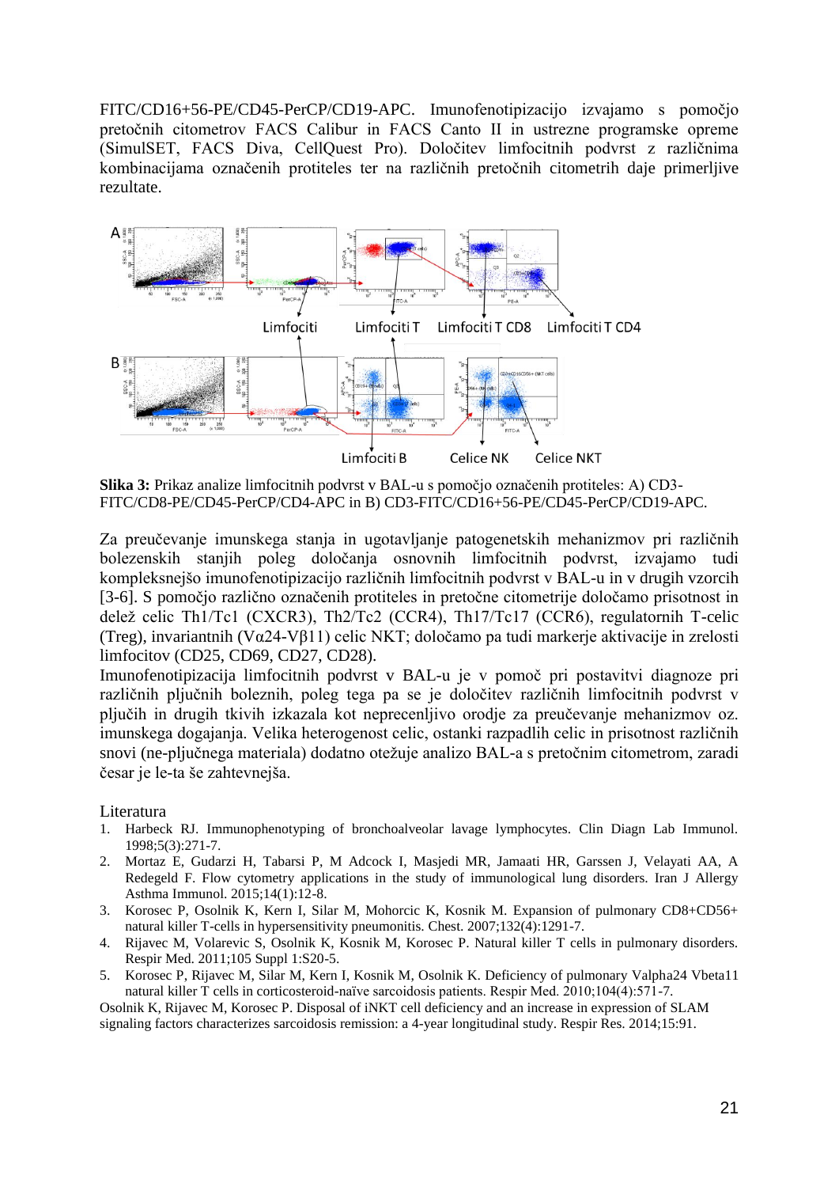FITC/CD16+56-PE/CD45-PerCP/CD19-APC. Imunofenotipizacijo izvajamo s pomočjo pretočnih citometrov FACS Calibur in FACS Canto II in ustrezne programske opreme (SimulSET, FACS Diva, CellQuest Pro). Določitev limfocitnih podvrst z različnima kombinacijama označenih protiteles ter na različnih pretočnih citometrih daje primerljive rezultate.

**Slika 3:** Prikaz analize limfocitnih podvrst v BAL-u s pomočjo označenih protiteles: A) CD3-FITC/CD8-PE/CD45-PerCP/CD4-APC in B) CD3-FITC/CD16+56-PE/CD45-PerCP/CD19-APC.

Za preučevanje imunskega stanja in ugotavljanje patogenetskih mehanizmov pri različnih bolezenskih stanjih poleg določanja osnovnih limfocitnih podvrst, izvajamo tudi kompleksnejšo imunofenotipizacijo različnih limfocitnih podvrst v BAL-u in v drugih vzorcih [3-6]. S pomočjo različno označenih protiteles in pretočne citometrije določamo prisotnost in delež celic Th1/Tc1 (CXCR3), Th2/Tc2 (CCR4), Th17/Tc17 (CCR6), regulatornih T-celic (Treg), invariantnih (Vα24-Vβ11) celic NKT; določamo pa tudi markerje aktivacije in zrelosti limfocitov (CD25, CD69, CD27, CD28).

Imunofenotipizacija limfocitnih podvrst v BAL-u je v pomoč pri postavitvi diagnoze pri različnih pljučnih boleznih, poleg tega pa se je določitev različnih limfocitnih podvrst v pljučih in drugih tkivih izkazala kot neprecenljivo orodje za preučevanje mehanizmov oz. imunskega dogajanja. Velika heterogenost celic, ostanki razpadlih celic in prisotnost različnih snovi (ne-pljučnega materiala) dodatno otežuje analizo BAL-a s pretočnim citometrom, zaradi česar je le-ta še zahtevnejša.

Literatura

1. Harbeck RJ. Immunophenotyping of bronchoalveolar lavage lymphocytes. Clin Diagn Lab Immunol. 1998;5(3):271-7.
2. Mortaz E, Gudarzi H, Tabarsi P, M Adcock I, Masjedi MR, Jamaati HR, Garssen J, Velayati AA, A Redegeld F. Flow cytometry applications in the study of immunological lung disorders. Iran J Allergy Asthma Immunol. 2015;14(1):12-8.
3. Korosec P, Osolnik K, Kern I, Silar M, Mohorcic K, Kosnik M. Expansion of pulmonary CD8+CD56+ natural killer T-cells in hypersensitivity pneumonitis. Chest. 2007;132(4):1291-7.
4. Rijavec M, Volarevic S, Osolnik K, Kosnik M, Korosec P. Natural killer T cells in pulmonary disorders. Respir Med. 2011;105 Suppl 1:S20-5.
5. Korosec P, Rijavec M, Silar M, Kern I, Kosnik M, Osolnik K. Deficiency of pulmonary Valpha24 Vbeta11 natural killer T cells in corticosteroid-naïve sarcoidosis patients. Respir Med. 2010;104(4):571-7.

Osolnik K, Rijavec M, Korosec P. Disposal of iNKT cell deficiency and an increase in expression of SLAM signaling factors characterizes sarcoidosis remission: a 4-year longitudinal study. Respir Res. 2014;15:91.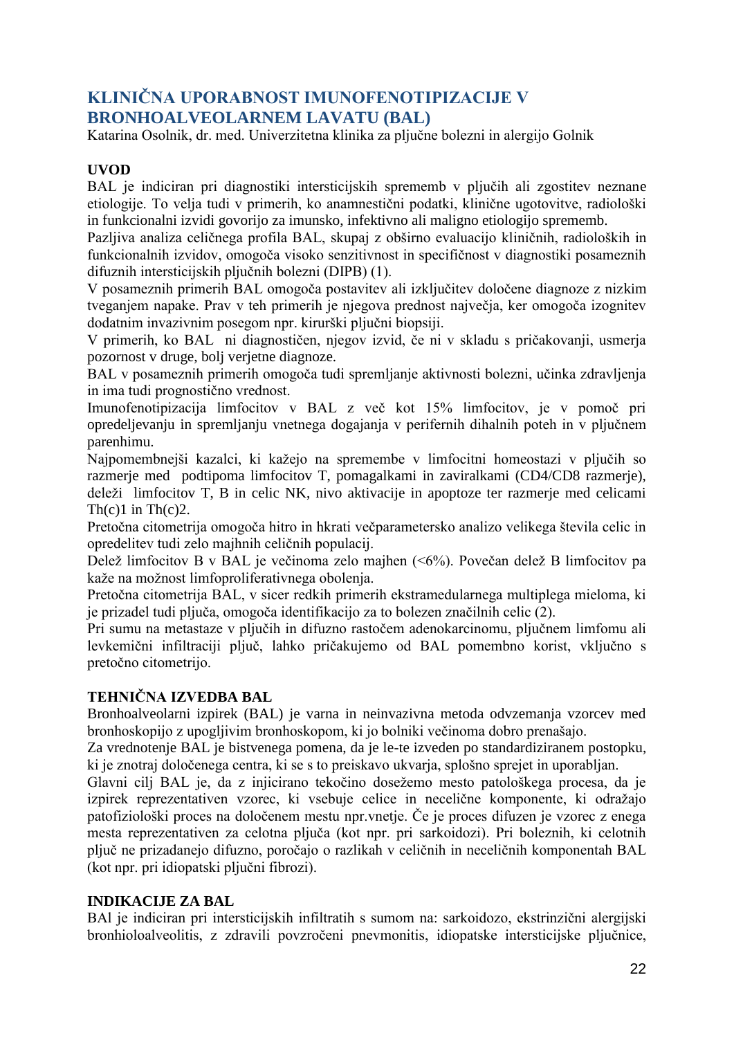## KLINIČNA UPORABNOST IMUNOFENOTIPIZACIJE V BRONHOALVEOLARNEM LAVATU (BAL)

Katarina Osolnik, dr. med. Univerzitetna klinika za pljučne bolezni in alergijo Golnik

### UVOD

BAL je indiciran pri diagnostiki intersticijskih sprememb v pljučih ali zgostitev neznane etiologije. To velja tudi v primerih, ko anamnestični podatki, klinične ugotovitve, radiološki in funkcionalni izvidi govorijo za imunsko, infektivno ali maligno etiologijo sprememb.

Pazljiva analiza celičnega profila BAL, skupaj z obširno evaluacijo kliničnih, radioloških in funkcionalnih izvidov, omogoča visoko senzitivnost in specifičnost v diagnostiki posameznih difuznih intersticijskih pljučnih bolezni (DIPB) (1).

V posameznih primerih BAL omogoča postavitev ali izključitev določene diagnoze z nizkim tveganjem napake. Prav v teh primerih je njegova prednost največja, ker omogoča izognitev dodatnim invazivnim posegom npr. kirurški pljučni biopsiji.

V primerih, ko BAL ni diagnostičen, njegov izvid, če ni v skladu s pričakovanji, usmerja pozornost v druge, bolj verjetne diagnoze.

BAL v posameznih primerih omogoča tudi spremljanje aktivnosti bolezni, učinka zdravljenja in ima tudi prognostično vrednost.

Imunofenotipizacija limfocitov v BAL z več kot 15% limfocitov, je v pomoč pri opredeljevanju in spremljanju vnetnega dogajanja v perifernih dihalnih poteh in v pljučnem parenhimu.

Najpomembnejši kazalci, ki kažejo na spremembe v limfocitni homeostazi v pljučih so razmerje med podtipoma limfocitov T, pomagalkami in zaviralkami (CD4/CD8 razmerje), deleži limfocitov T, B in celic NK, nivo aktivacije in apoptoze ter razmerje med celicami Th(c)1 in Th(c)2.

Pretočna citometrija omogoča hitro in hkrati večparametersko analizo velikega števila celic in opredelitev tudi zelo majhnih celičnih populacij.

Delež limfocitov B v BAL je večinoma zelo majhen (<6%). Povečan delež B limfocitov pa kaže na možnost limfoproliferativnega obolenja.

Pretočna citometrija BAL, v sicer redkih primerih ekstramedularnega multiplega mieloma, ki je prizadel tudi pljuča, omogoča identifikacijo za to bolezen značilnih celic (2).

Pri sumu na metastaze v pljučih in difuzno rastočem adenokarcinomu, pljučnem limfomu ali levkemični infiltraciji pljuč, lahko pričakujemo od BAL pomembno korist, vključno s pretočno citometrijo.

### TEHNIČNA IZVEDBA BAL

Bronhoalveolarni izpirek (BAL) je varna in neinvazivna metoda odvzemanja vzorcev med bronhoskopijo z upogljivim bronhoskopom, ki jo bolniki večinoma dobro prenašajo.

Za vrednotenje BAL je bistvenega pomena, da je le-te izveden po standardiziranem postopku, ki je znotraj določenega centra, ki se s to preiskavo ukvarja, splošno sprejet in uporabljan.

Glavni cilj BAL je, da z injicirano tekočino dosežemo mesto patološkega procesa, da je izpirek reprezentativen vzorec, ki vsebuje celice in necelične komponente, ki odražajo patofiziološki proces na določenem mestu npr.vnetje. Če je proces difuzen je vzorec z enega mesta reprezentativen za celotna pljuča (kot npr. pri sarkoidozi). Pri boleznih, ki celotnih pljuč ne prizadanejo difuzno, poročajo o razlikah v celičnih in neceličnih komponentah BAL (kot npr. pri idiopatski pljučni fibrozi).

### INDIKACIJE ZA BAL

BAl je indiciran pri intersticijskih infiltratih s sumom na: sarkoidozo, ekstrinzični alergijski bronhioloalveolitis, z zdravili povzročeni pnevmonitis, idiopatske intersticijske pljučnice,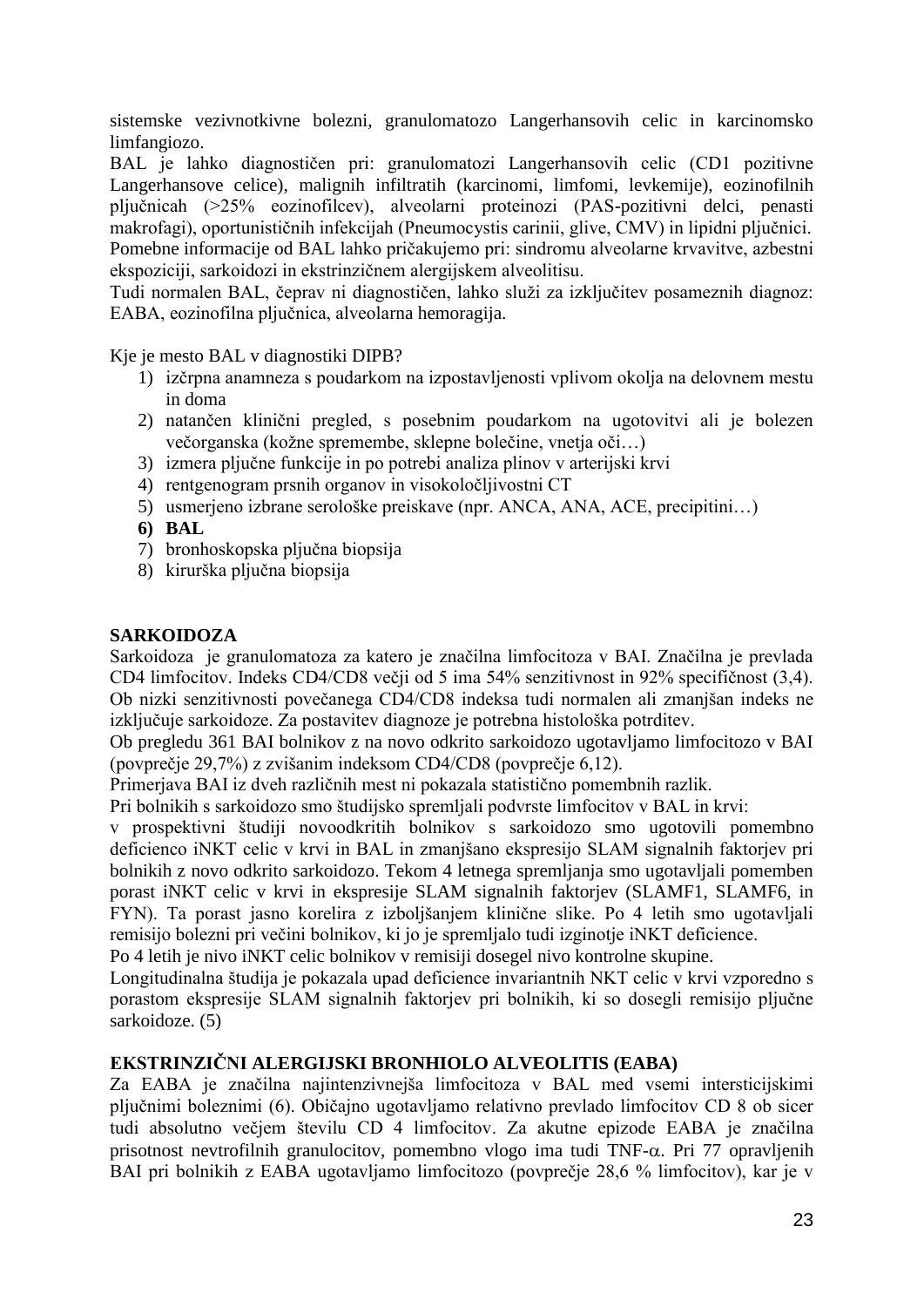sistemske vezivnotkivne bolezni, granulomatozo Langerhansovih celic in karcinomsko limfangiozo.

BAL je lahko diagnostičen pri: granulomatozi Langerhansovih celic (CD1 pozitivne Langerhansove celice), malignih infiltratih (karcinomi, limfomi, levkemije), eozinofilnih pljučnicah (>25% eozinofilcev), alveolarni proteinozi (PAS-pozitivni delci, penasti makrofagi), oportunističnih infekcijah (Pneumocystis carinii, glive, CMV) in lipidni pljučnici.

Pomebne informacije od BAL lahko pričakujemo pri: sindromu alveolarne krvavitve, azbestni ekspoziciji, sarkoidozi in ekstrinzičnem alergijskem alveolitisu.

Tudi normalen BAL, čeprav ni diagnostičen, lahko služi za izključitev posameznih diagnoz: EABA, eozinofilna pljučnica, alveolarna hemoragija.

Kje je mesto BAL v diagnostiki DIPB?

1) izčrpna anamneza s poudarkom na izpostavljenosti vplivom okolja na delovnem mestu in doma
2) natančen klinični pregled, s posebnim poudarkom na ugotovitvi ali je bolezen večorganska (kožne spremembe, sklepne bolečine, vnetja oči…)
3) izmera pljučne funkcije in po potrebi analiza plinov v arterijski krvi
4) rentgenogram prsnih organov in visokoločljivostni CT
5) usmerjeno izbrane serološke preiskave (npr. ANCA, ANA, ACE, precipitini…)
6) **BAL**
7) bronhoskopska pljučna biopsija
8) kirurška pljučna biopsija

## SARKOIDOZA

Sarkoidoza je granulomatoza za katero je značilna limfocitoza v BAI. Značilna je prevlada CD4 limfocitov. Indeks CD4/CD8 večji od 5 ima 54% senzitivnost in 92% specifičnost (3,4). Ob nizki senzitivnosti povečanega CD4/CD8 indeksa tudi normalen ali zmanjšan indeks ne izključuje sarkoidoze. Za postavitev diagnoze je potrebna histološka potrditev.

Ob pregledu 361 BAI bolnikov z na novo odkrito sarkoidozo ugotavljamo limfocitozo v BAI (povprečje 29,7%) z zvišanim indeksom CD4/CD8 (povprečje 6,12).

Primerjava BAI iz dveh različnih mest ni pokazala statistično pomembnih razlik.

Pri bolnikih s sarkoidozo smo študijsko spremljali podvrste limfocitov v BAL in krvi:

v prospektivni študiji novoodkritih bolnikov s sarkoidozo smo ugotovili pomembno deficienco iNKT celic v krvi in BAL in zmanjšano ekspresijo SLAM signalnih faktorjev pri bolnikih z novo odkrito sarkoidozo. Tekom 4 letnega spremljanja smo ugotavljali pomemben porast iNKT celic v krvi in ekspresije SLAM signalnih faktorjev (SLAMF1, SLAMF6, in FYN). Ta porast jasno korelira z izboljšanjem klinične slike. Po 4 letih smo ugotavljali remisijo bolezni pri večini bolnikov, ki jo je spremljalo tudi izginotje iNKT deficience.

Po 4 letih je nivo iNKT celic bolnikov v remisiji dosegel nivo kontrolne skupine.

Longitudinalna študija je pokazala upad deficience invariantnih NKT celic v krvi vzporedno s porastom ekspresije SLAM signalnih faktorjev pri bolnikih, ki so dosegli remisijo pljučne sarkoidoze. (5)

## EKSTRINZIČNI ALERGIJSKI BRONHIOLO ALVEOLITIS (EABA)

Za EABA je značilna najintenzivnejša limfocitoza v BAL med vsemi intersticijskimi pljučnimi boleznimi (6). Običajno ugotavljamo relativno prevlado limfocitov CD 8 ob sicer tudi absolutno večjem številu CD 4 limfocitov. Za akutne epizode EABA je značilna prisotnost nevtrofilnih granulocitov, pomembno vlogo ima tudi TNF-$\alpha$. Pri 77 opravljenih BAI pri bolnikih z EABA ugotavljamo limfocitozo (povprečje 28,6 % limfocitov), kar je v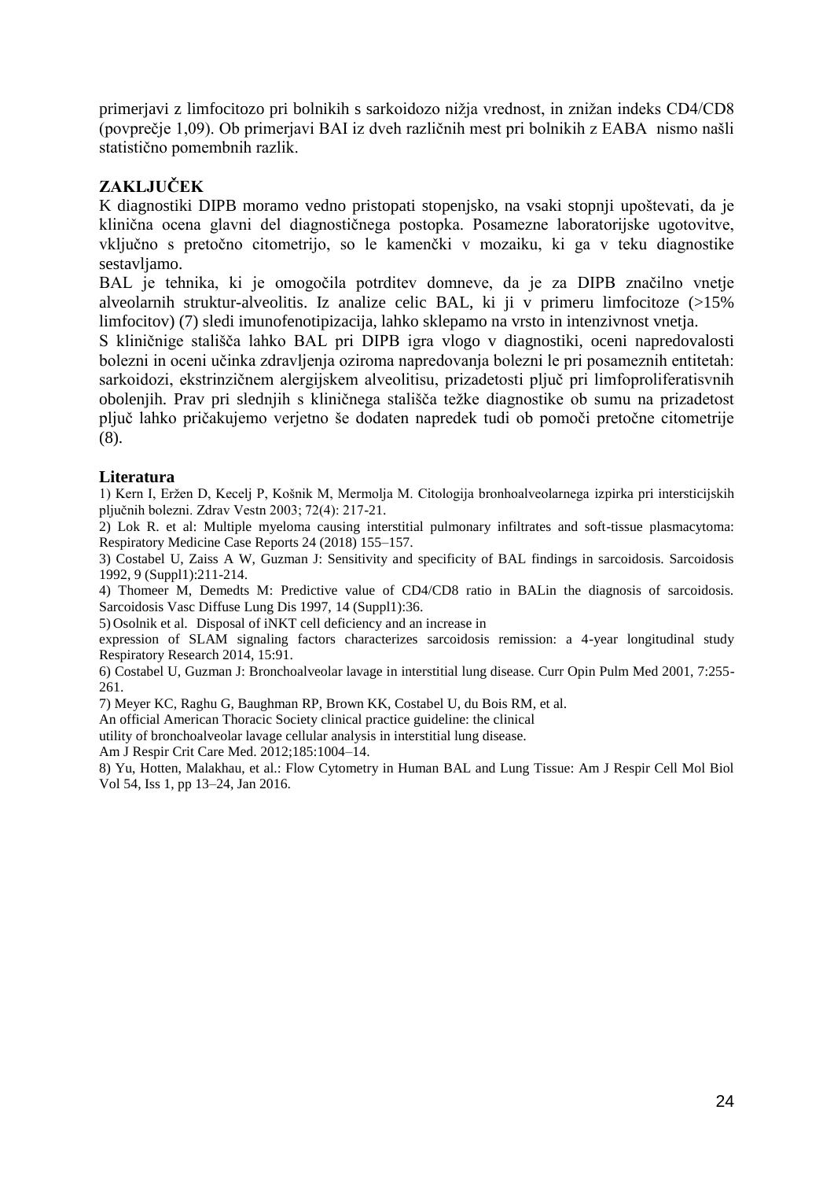primerjavi z limfocitozo pri bolnikih s sarkoidozo nižja vrednost, in znižan indeks CD4/CD8 (povprečje 1,09). Ob primerjavi BAI iz dveh različnih mest pri bolnikih z EABA nismo našli statistično pomembnih razlik.

## ZAKLJUČEK

K diagnostiki DIPB moramo vedno pristopati stopenjsko, na vsaki stopnji upoštevati, da je klinična ocena glavni del diagnostičnega postopka. Posamezne laboratorijske ugotovitve, vključno s pretočno citometrijo, so le kamenčki v mozaiku, ki ga v teku diagnostike sestavljamo.

BAL je tehnika, ki je omogočila potrditev domneve, da je za DIPB značilno vnetje alveolarnih struktur-alveolitis. Iz analize celic BAL, ki ji v primeru limfocitoze (>15% limfocitov) (7) sledi imunofenotipizacija, lahko sklepamo na vrsto in intenzivnost vnetja.

S kliničnige stališča lahko BAL pri DIPB igra vlogo v diagnostiki, oceni napredovalosti bolezni in oceni učinka zdravljenja oziroma napredovanja bolezni le pri posameznih entitetah: sarkoidozi, ekstrinzičnem alergijskem alveolitisu, prizadetosti pljuč pri limfoproliferatisvnih obolenjih. Prav pri slednjih s kliničnega stališča težke diagnostike ob sumu na prizadetost pljuč lahko pričakujemo verjetno še dodaten napredek tudi ob pomoči pretočne citometrije (8).

### Literatura

1) Kern I, Eržen D, Kecelj P, Košnik M, Mermolja M. Citologija bronhoalveolarnega izpirka pri intersticijskih pljučnih bolezni. Zdrav Vestn 2003; 72(4): 217-21.

2) Lok R. et al: Multiple myeloma causing interstitial pulmonary infiltrates and soft-tissue plasmacytoma: Respiratory Medicine Case Reports 24 (2018) 155–157.

3) Costabel U, Zaiss A W, Guzman J: Sensitivity and specificity of BAL findings in sarcoidosis. Sarcoidosis 1992, 9 (Suppl1):211-214.

4) Thomeer M, Demedts M: Predictive value of CD4/CD8 ratio in BALin the diagnosis of sarcoidosis. Sarcoidosis Vasc Diffuse Lung Dis 1997, 14 (Suppl1):36.

5) Osolnik et al. Disposal of iNKT cell deficiency and an increase in expression of SLAM signaling factors characterizes sarcoidosis remission: a 4-year longitudinal study Respiratory Research 2014, 15:91.

6) Costabel U, Guzman J: Bronchoalveolar lavage in interstitial lung disease. Curr Opin Pulm Med 2001, 7:255-261.

7) Meyer KC, Raghu G, Baughman RP, Brown KK, Costabel U, du Bois RM, et al. An official American Thoracic Society clinical practice guideline: the clinical utility of bronchoalveolar lavage cellular analysis in interstitial lung disease. Am J Respir Crit Care Med. 2012;185:1004–14.

8) Yu, Hotten, Malakhau, et al.: Flow Cytometry in Human BAL and Lung Tissue: Am J Respir Cell Mol Biol Vol 54, Iss 1, pp 13–24, Jan 2016.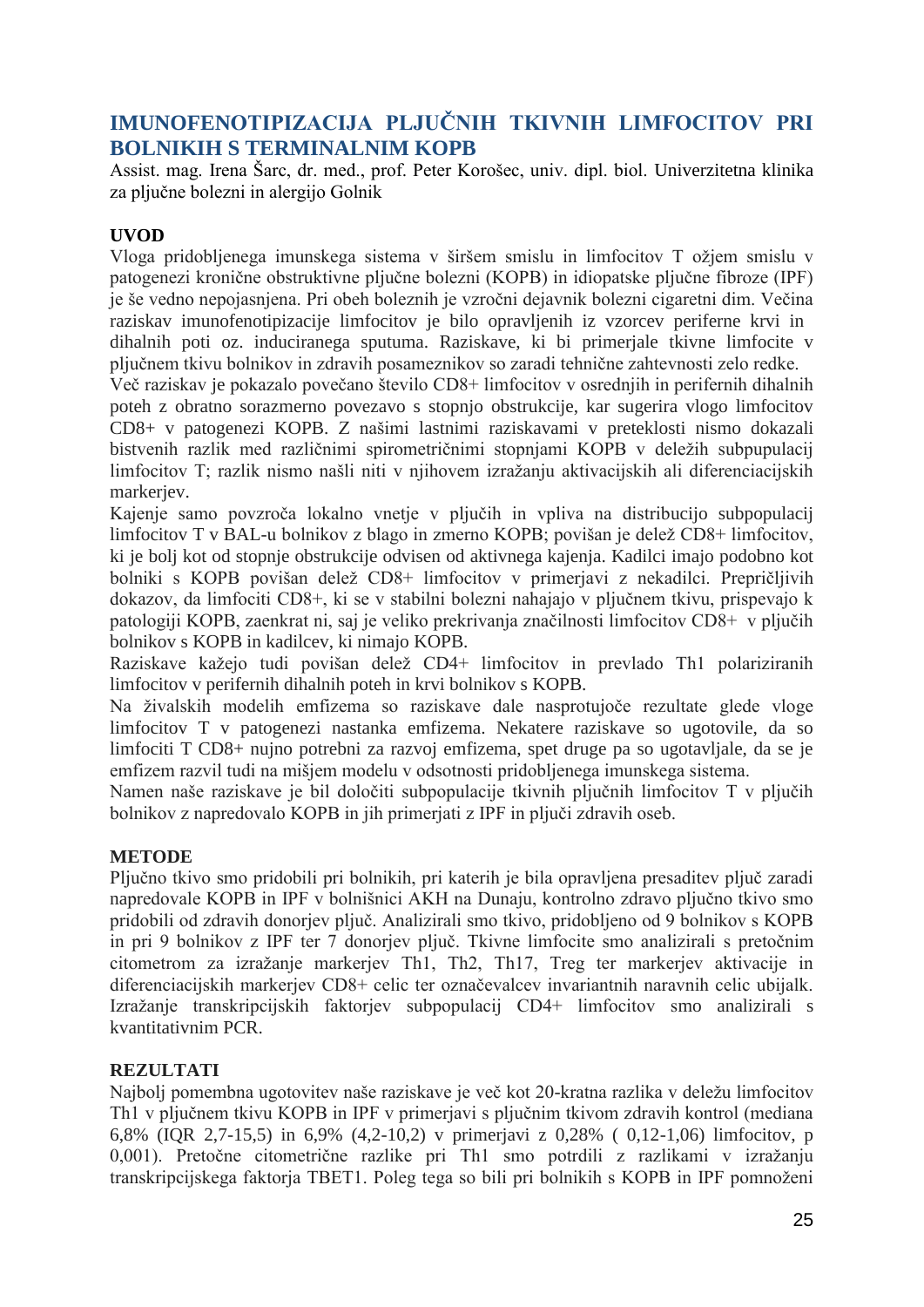# IMUNOFENOTIPIZACIJA PLJUČNIH TKIVNIH LIMFOCITOV PRI BOLNIKIH S TERMINALNIM KOPB

Assist. mag. Irena Šarc, dr. med., prof. Peter Korošec, univ. dipl. biol. Univerzitetna klinika za pljučne bolezni in alergijo Golnik

## UVOD

Vloga pridobljenega imunskega sistema v širšem smislu in limfocitov T ožjem smislu v patogenezi kronične obstruktivne pljučne bolezni (KOPB) in idiopatske pljučne fibroze (IPF) je še vedno nepojasnjena. Pri obeh boleznih je vzročni dejavnik bolezni cigaretni dim. Večina raziskav imunofenotipizacije limfocitov je bilo opravljenih iz vzorcev periferne krvi in dihalnih poti oz. induciranega sputuma. Raziskave, ki bi primerjale tkivne limfocite v pljučnem tkivu bolnikov in zdravih posameznikov so zaradi tehnične zahtevnosti zelo redke.

Več raziskav je pokazalo povečano število CD8+ limfocitov v osrednjih in perifernih dihalnih poteh z obratno sorazmerno povezavo s stopnjo obstrukcije, kar sugerira vlogo limfocitov CD8+ v patogenezi KOPB. Z našimi lastnimi raziskavami v preteklosti nismo dokazali bistvenih razlik med različnimi spirometričnimi stopnjami KOPB v deležih subpupulacij limfocitov T; razlik nismo našli niti v njihovem izražanju aktivacijskih ali diferenciacijskih markerjev.

Kajenje samo povzroča lokalno vnetje v pljučih in vpliva na distribucijo subpopulacij limfocitov T v BAL-u bolnikov z blago in zmerno KOPB; povišan je delež CD8+ limfocitov, ki je bolj kot od stopnje obstrukcije odvisen od aktivnega kajenja. Kadilci imajo podobno kot bolniki s KOPB povišan delež CD8+ limfocitov v primerjavi z nekadilci. Prepričljivih dokazov, da limfociti CD8+, ki se v stabilni bolezni nahajajo v pljučnem tkivu, prispevajo k patologiji KOPB, zaenkrat ni, saj je veliko prekrivanja značilnosti limfocitov CD8+ v pljučih bolnikov s KOPB in kadilcev, ki nimajo KOPB.

Raziskave kažejo tudi povišan delež CD4+ limfocitov in prevlado Th1 polariziranih limfocitov v perifernih dihalnih poteh in krvi bolnikov s KOPB.

Na živalskih modelih emfizema so raziskave dale nasprotujoče rezultate glede vloge limfocitov T v patogenezi nastanka emfizema. Nekatere raziskave so ugotovile, da so limfociti T CD8+ nujno potrebni za razvoj emfizema, spet druge pa so ugotavljale, da se je emfizem razvil tudi na mišjem modelu v odsotnosti pridobljenega imunskega sistema.

Namen naše raziskave je bil določiti subpopulacije tkivnih pljučnih limfocitov T v pljučih bolnikov z napredovalo KOPB in jih primerjati z IPF in pljuči zdravih oseb.

## METODE

Pljučno tkivo smo pridobili pri bolnikih, pri katerih je bila opravljena presaditev pljuč zaradi napredovale KOPB in IPF v bolnišnici AKH na Dunaju, kontrolno zdravo pljučno tkivo smo pridobili od zdravih donorjev pljuč. Analizirali smo tkivo, pridobljeno od 9 bolnikov s KOPB in pri 9 bolnikov z IPF ter 7 donorjev pljuč. Tkivne limfocite smo analizirali s pretočnim citometrom za izražanje markerjev Th1, Th2, Th17, Treg ter markerjev aktivacije in diferenciacijskih markerjev CD8+ celic ter označevalcev invariantnih naravnih celic ubijalk. Izražanje transkripcijskih faktorjev subpopulacij CD4+ limfocitov smo analizirali s kvantitativnim PCR.

## REZULTATI

Najbolj pomembna ugotovitev naše raziskave je več kot 20-kratna razlika v deležu limfocitov Th1 v pljučnem tkivu KOPB in IPF v primerjavi s pljučnim tkivom zdravih kontrol (mediana 6,8% (IQR 2,7-15,5) in 6,9% (4,2-10,2) v primerjavi z 0,28% ( 0,12-1,06) limfocitov, p 0,001). Pretočne citometrične razlike pri Th1 smo potrdili z razlikami v izražanju transkripcijskega faktorja TBET1. Poleg tega so bili pri bolnikih s KOPB in IPF pomnoženi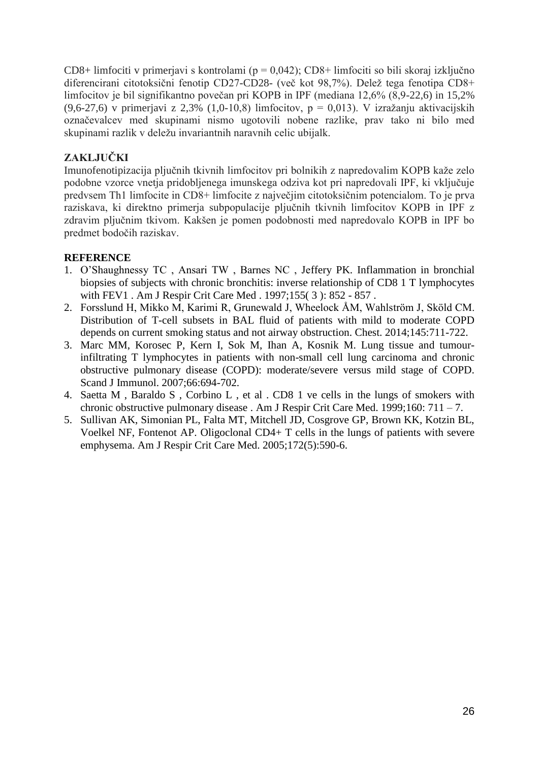CD8+ limfociti v primerjavi s kontrolami (p = 0,042); CD8+ limfociti so bili skoraj izključno diferencirani citotoksični fenotip CD27-CD28- (več kot 98,7%). Delež tega fenotipa CD8+ limfocitov je bil signifikantno povečan pri KOPB in IPF (mediana 12,6% (8,9-22,6) in 15,2% (9,6-27,6) v primerjavi z 2,3% (1,0-10,8) limfocitov, p = 0,013). V izražanju aktivacijskih označevalcev med skupinami nismo ugotovili nobene razlike, prav tako ni bilo med skupinami razlik v deležu invariantnih naravnih celic ubijalk.

## ZAKLJUČKI

Imunofenotipizacija pljučnih tkivnih limfocitov pri bolnikih z napredovalim KOPB kaže zelo podobne vzorce vnetja pridobljenega imunskega odziva kot pri napredovali IPF, ki vključuje predvsem Th1 limfocite in CD8+ limfocite z največjim citotoksičnim potencialom. To je prva raziskava, ki direktno primerja subpopulacije pljučnih tkivnih limfocitov KOPB in IPF z zdravim pljučnim tkivom. Kakšen je pomen podobnosti med napredovalo KOPB in IPF bo predmet bodočih raziskav.

## REFERENCE

1. O'Shaughnessy TC , Ansari TW , Barnes NC , Jeffery PK. Inflammation in bronchial biopsies of subjects with chronic bronchitis: inverse relationship of CD8 1 T lymphocytes with FEV1 . Am J Respir Crit Care Med . 1997;155( 3 ): 852 - 857 .
2. Forsslund H, Mikko M, Karimi R, Grunewald J, Wheelock ÅM, Wahlström J, Sköld CM. Distribution of T-cell subsets in BAL fluid of patients with mild to moderate COPD depends on current smoking status and not airway obstruction. Chest. 2014;145:711-722.
3. Marc MM, Korosec P, Kern I, Sok M, Ihan A, Kosnik M. Lung tissue and tumour-infiltrating T lymphocytes in patients with non-small cell lung carcinoma and chronic obstructive pulmonary disease (COPD): moderate/severe versus mild stage of COPD. Scand J Immunol. 2007;66:694-702.
4. Saetta M , Baraldo S , Corbino L , et al . CD8 1 ve cells in the lungs of smokers with chronic obstructive pulmonary disease . Am J Respir Crit Care Med. 1999;160: 711 – 7.
5. Sullivan AK, Simonian PL, Falta MT, Mitchell JD, Cosgrove GP, Brown KK, Kotzin BL, Voelkel NF, Fontenot AP. Oligoclonal CD4+ T cells in the lungs of patients with severe emphysema. Am J Respir Crit Care Med. 2005;172(5):590-6.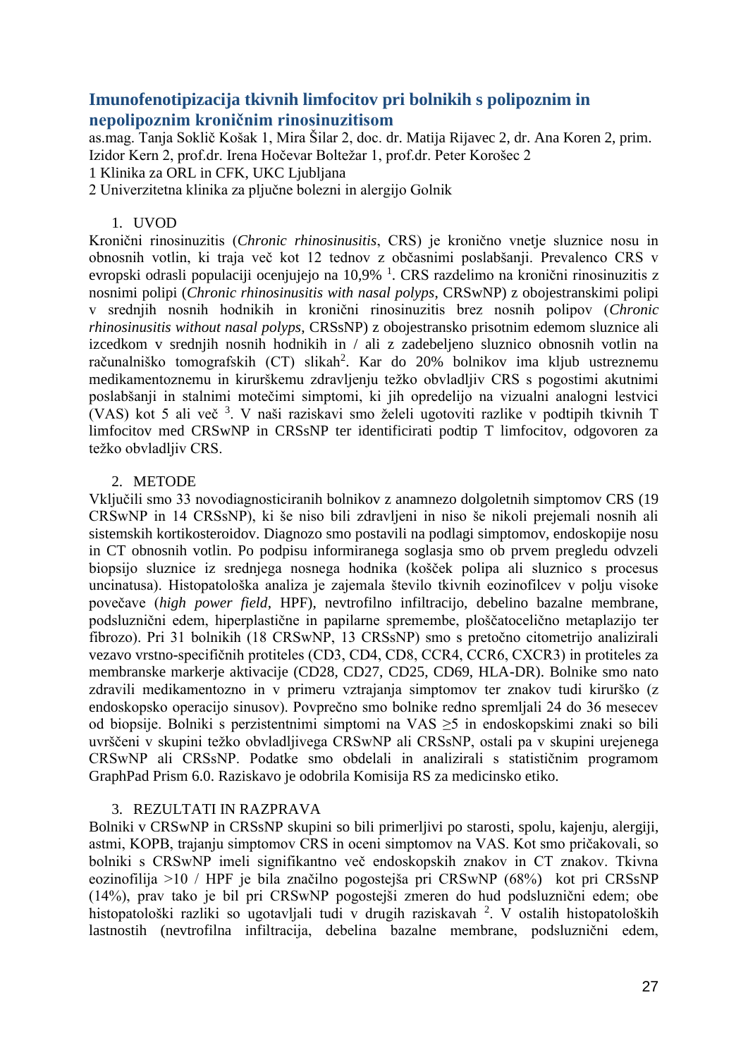## Imunofenotipizacija tkivnih limfocitov pri bolnikih s polipoznim in nepolipoznim kroničnim rinosinuzitisom

as.mag. Tanja Soklič Košak 1, Mira Šilar 2, doc. dr. Matija Rijavec 2, dr. Ana Koren 2, prim. Izidor Kern 2, prof.dr. Irena Hočevar Boltežar 1, prof.dr. Peter Korošec 2

1 Klinika za ORL in CFK, UKC Ljubljana

2 Univerzitetna klinika za pljučne bolezni in alergijo Golnik

### 1. UVOD

Kronični rinosinuzitis (*Chronic rhinosinusitis*, CRS) je kronično vnetje sluznice nosu in obnosnih votlin, ki traja več kot 12 tednov z občasnimi poslabšanji. Prevalenco CRS v evropski odrasli populaciji ocenjujejo na 10,9% [1]. CRS razdelimo na kronični rinosinuzitis z nosnimi polipi (*Chronic rhinosinusitis with nasal polyps*, CRSwNP) z obojestranskimi polipi v srednjih nosnih hodnikih in kronični rinosinuzitis brez nosnih polipov (*Chronic rhinosinusitis without nasal polyps*, CRSsNP) z obojestransko prisotnim edemom sluznice ali izcedkom v srednjih nosnih hodnikih in / ali z zadebeljeno sluznico obnosnih votlin na računalniško tomografskih (CT) slikah[2]. Kar do 20% bolnikov ima kljub ustreznemu medikamentoznemu in kirurškemu zdravljenju težko obvladljiv CRS s pogostimi akutnimi poslabšanji in stalnimi motečimi simptomi, ki jih opredelijo na vizualni analogni lestvici (VAS) kot 5 ali več [3]. V naši raziskavi smo želeli ugotoviti razlike v podtipih tkivnih T limfocitov med CRSwNP in CRSsNP ter identificirati podtip T limfocitov, odgovoren za težko obvladljiv CRS.

### 2. METODE

Vključili smo 33 novodiagnosticiranih bolnikov z anamnezo dolgoletnih simptomov CRS (19 CRSwNP in 14 CRSsNP), ki še niso bili zdravljeni in niso še nikoli prejemali nosnih ali sistemskih kortikosteroidov. Diagnozo smo postavili na podlagi simptomov, endoskopije nosu in CT obnosnih votlin. Po podpisu informiranega soglasja smo ob prvem pregledu odvzeli biopsijo sluznice iz srednjega nosnega hodnika (košček polipa ali sluznico s procesus uncinatusa). Histopatološka analiza je zajemala število tkivnih eozinofilcev v polju visoke povečave (*high power field*, HPF), nevtrofilno infiltracijo, debelino bazalne membrane, podsluznični edem, hiperplastične in papilarne spremembe, ploščatocelično metaplazijo ter fibrozo). Pri 31 bolnikih (18 CRSwNP, 13 CRSsNP) smo s pretočno citometrijo analizirali vezavo vrstno-specifičnih protiteles (CD3, CD4, CD8, CCR4, CCR6, CXCR3) in protiteles za membranske markerje aktivacije (CD28, CD27, CD25, CD69, HLA-DR). Bolnike smo nato zdravili medikamentozno in v primeru vztrajanja simptomov ter znakov tudi kirurško (z endoskopsko operacijo sinusov). Povprečno smo bolnike redno spremljali 24 do 36 mesecev od biopsije. Bolniki s perzistentnimi simptomi na VAS $\geq 5$ in endoskopskimi znaki so bili uvrščeni v skupini težko obvladljivega CRSwNP ali CRSsNP, ostali pa v skupini urejenega CRSwNP ali CRSsNP. Podatke smo obdelali in analizirali s statističnim programom GraphPad Prism 6.0. Raziskavo je odobrila Komisija RS za medicinsko etiko.

### 3. REZULTATI IN RAZPRAVA

Bolniki v CRSwNP in CRSsNP skupini so bili primerljivi po starosti, spolu, kajenju, alergiji, astmi, KOPB, trajanju simptomov CRS in oceni simptomov na VAS. Kot smo pričakovali, so bolniki s CRSwNP imeli signifikantno več endoskopskih znakov in CT znakov. Tkivna eozinofilija >10 / HPF je bila značilno pogostejša pri CRSwNP (68%) kot pri CRSsNP (14%), prav tako je bil pri CRSwNP pogostejši zmeren do hud podsluznični edem; obe histopatološki razliki so ugotavljali tudi v drugih raziskavah [2]. V ostalih histopatoloških lastnostih (nevtrofilna infiltracija, debelina bazalne membrane, podsluznični edem,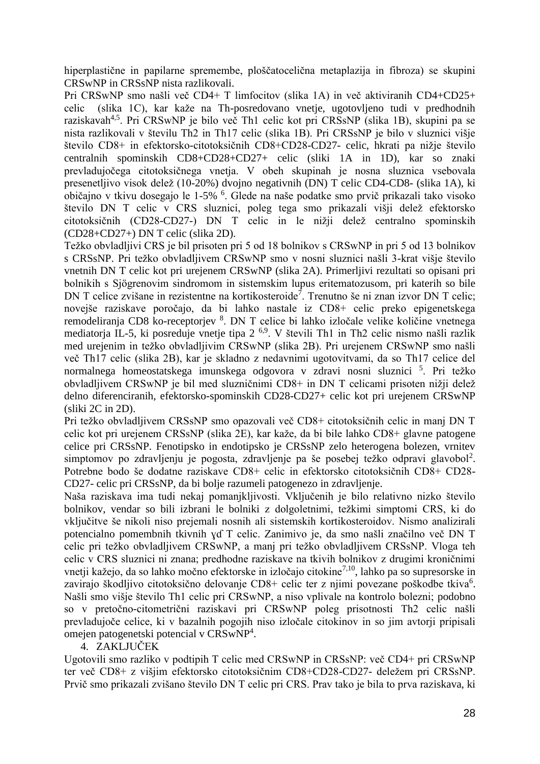hiperplastične in papilarne spremembe, ploščatocelična metaplazija in fibroza) se skupini CRSwNP in CRSsNP nista razlikovali.

Pri CRSwNP smo našli več CD4+ T limfocitov (slika 1A) in več aktiviranih CD4+CD25+ celic (slika 1C), kar kaže na Th-posredovano vnetje, ugotovljeno tudi v predhodnih raziskavah[4,5]. Pri CRSwNP je bilo več Th1 celic kot pri CRSsNP (slika 1B), skupini pa se nista razlikovali v številu Th2 in Th17 celic (slika 1B). Pri CRSsNP je bilo v sluznici višje število CD8+ in efektorsko-citotoksičnih CD8+CD28-CD27- celic, hkrati pa nižje število centralnih spominskih CD8+CD28+CD27+ celic (sliki 1A in 1D), kar so znaki prevladujočega citotoksičnega vnetja. V obeh skupinah je nosna sluznica vsebovala presenetljivo visok delež (10-20%) dvojno negativnih (DN) T celic CD4-CD8- (slika 1A), ki običajno v tkivu dosegajo le 1-5% [6]. Glede na naše podatke smo prvič prikazali tako visoko število DN T celic v CRS sluznici, poleg tega smo prikazali višji delež efektorsko citotoksičnih (CD28-CD27-) DN T celic in le nižji delež centralno spominskih (CD28+CD27+) DN T celic (slika 2D).

Težko obvladljivi CRS je bil prisoten pri 5 od 18 bolnikov s CRSwNP in pri 5 od 13 bolnikov s CRSsNP. Pri težko obvladljivem CRSwNP smo v nosni sluznici našli 3-krat višje število vnetnih DN T celic kot pri urejenem CRSwNP (slika 2A). Primerljivi rezultati so opisani pri bolnikih s Sjögrenovim sindromom in sistemskim lupus eritematozusom, pri katerih so bile DN T celice zvišane in rezistentne na kortikosteroide[7]. Trenutno še ni znan izvor DN T celic; novejše raziskave poročajo, da bi lahko nastale iz CD8+ celic preko epigenetskega remodeliranja CD8 ko-receptorjev [8]. DN T celice bi lahko izločale velike količine vnetnega mediatorja IL-5, ki posreduje vnetje tipa 2 [6,9]. V števili Th1 in Th2 celic nismo našli razlik med urejenim in težko obvladljivim CRSwNP (slika 2B). Pri urejenem CRSwNP smo našli več Th17 celic (slika 2B), kar je skladno z nedavnimi ugotovitvami, da so Th17 celice del normalnega homeostatskega imunskega odgovora v zdravi nosni sluznici [5]. Pri težko obvladljivem CRSwNP je bil med sluzničnimi CD8+ in DN T celicami prisoten nižji delež delno diferenciranih, efektorsko-spominskih CD28-CD27+ celic kot pri urejenem CRSwNP (sliki 2C in 2D).

Pri težko obvladljivem CRSsNP smo opazovali več CD8+ citotoksičnih celic in manj DN T celic kot pri urejenem CRSsNP (slika 2E), kar kaže, da bi bile lahko CD8+ glavne patogene celice pri CRSsNP. Fenotipsko in endotipsko je CRSsNP zelo heterogena bolezen, vrnitev simptomov po zdravljenju je pogosta, zdravljenje pa še posebej težko odpravi glavobol[2]. Potrebne bodo še dodatne raziskave CD8+ celic in efektorsko citotoksičnih CD8+ CD28-CD27- celic pri CRSsNP, da bi bolje razumeli patogenezo in zdravljenje.

Naša raziskava ima tudi nekaj pomanjkljivosti. Vključenih je bilo relativno nizko število bolnikov, vendar so bili izbrani le bolniki z dolgoletnimi, težkimi simptomi CRS, ki do vključitve še nikoli niso prejemali nosnih ali sistemskih kortikosteroidov. Nismo analizirali potencialno pomembnih tkivnih ɣď T celic. Zanimivo je, da smo našli značilno več DN T celic pri težko obvladljivem CRSwNP, a manj pri težko obvladljivem CRSsNP. Vloga teh celic v CRS sluznici ni znana; predhodne raziskave na tkivih bolnikov z drugimi kroničnimi vnetji kažejo, da so lahko močno efektorske in izločajo citokine[7,10], lahko pa so supresorske in zavirajo škodljivo citotoksično delovanje CD8+ celic ter z njimi povezane poškodbe tkiva[6]. Našli smo višje število Th1 celic pri CRSwNP, a niso vplivale na kontrolo bolezni; podobno so v pretočno-citometrični raziskavi pri CRSwNP poleg prisotnosti Th2 celic našli prevladujoče celice, ki v bazalnih pogojih niso izločale citokinov in so jim avtorji pripisali omejen patogenetski potencial v CRSwNP[4].

## 4. ZAKLJUČEK

Ugotovili smo razliko v podtipih T celic med CRSwNP in CRSsNP: več CD4+ pri CRSwNP ter več CD8+ z višjim efektorsko citotoksičnim CD8+CD28-CD27- deležem pri CRSsNP. Prvič smo prikazali zvišano število DN T celic pri CRS. Prav tako je bila to prva raziskava, ki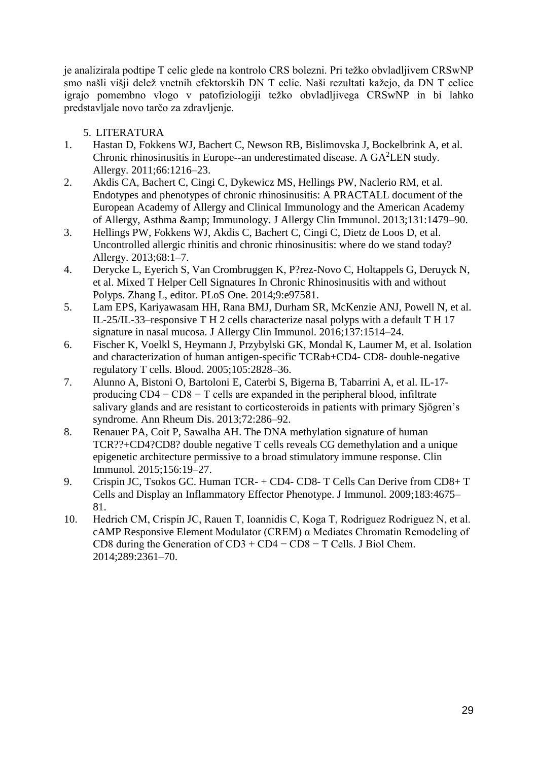je analizirala podtipe T celic glede na kontrolo CRS bolezni. Pri težko obvladljivem CRSwNP smo našli višji delež vnetnih efektorskih DN T celic. Naši rezultati kažejo, da DN T celice igrajo pomembno vlogo v patofiziologiji težko obvladljivega CRSwNP in bi lahko predstavljale novo tarčo za zdravljenje.

## 5. LITERATURA

1. Hastan D, Fokkens WJ, Bachert C, Newson RB, Bislimovska J, Bockelbrink A, et al. Chronic rhinosinusitis in Europe--an underestimated disease. A GA$^2$LEN study. Allergy. 2011;66:1216–23.
2. Akdis CA, Bachert C, Cingi C, Dykewicz MS, Hellings PW, Naclerio RM, et al. Endotypes and phenotypes of chronic rhinosinusitis: A PRACTALL document of the European Academy of Allergy and Clinical Immunology and the American Academy of Allergy, Asthma &amp; Immunology. J Allergy Clin Immunol. 2013;131:1479–90.
3. Hellings PW, Fokkens WJ, Akdis C, Bachert C, Cingi C, Dietz de Loos D, et al. Uncontrolled allergic rhinitis and chronic rhinosinusitis: where do we stand today? Allergy. 2013;68:1–7.
4. Derycke L, Eyerich S, Van Crombruggen K, P?rez-Novo C, Holtappels G, Deruyck N, et al. Mixed T Helper Cell Signatures In Chronic Rhinosinusitis with and without Polyps. Zhang L, editor. PLoS One. 2014;9:e97581.
5. Lam EPS, Kariyawasam HH, Rana BMJ, Durham SR, McKenzie ANJ, Powell N, et al. IL-25/IL-33–responsive T H 2 cells characterize nasal polyps with a default T H 17 signature in nasal mucosa. J Allergy Clin Immunol. 2016;137:1514–24.
6. Fischer K, Voelkl S, Heymann J, Przybylski GK, Mondal K, Laumer M, et al. Isolation and characterization of human antigen-specific TCRab+CD4- CD8- double-negative regulatory T cells. Blood. 2005;105:2828–36.
7. Alunno A, Bistoni O, Bartoloni E, Caterbi S, Bigerna B, Tabarrini A, et al. IL-17-producing CD4 − CD8 − T cells are expanded in the peripheral blood, infiltrate salivary glands and are resistant to corticosteroids in patients with primary Sjögren's syndrome. Ann Rheum Dis. 2013;72:286–92.
8. Renauer PA, Coit P, Sawalha AH. The DNA methylation signature of human TCR??+CD4?CD8? double negative T cells reveals CG demethylation and a unique epigenetic architecture permissive to a broad stimulatory immune response. Clin Immunol. 2015;156:19–27.
9. Crispin JC, Tsokos GC. Human TCR- + CD4- CD8- T Cells Can Derive from CD8+ T Cells and Display an Inflammatory Effector Phenotype. J Immunol. 2009;183:4675–81.
10. Hedrich CM, Crispín JC, Rauen T, Ioannidis C, Koga T, Rodriguez Rodriguez N, et al. cAMP Responsive Element Modulator (CREM) α Mediates Chromatin Remodeling of CD8 during the Generation of CD3 + CD4 − CD8 − T Cells. J Biol Chem. 2014;289:2361–70.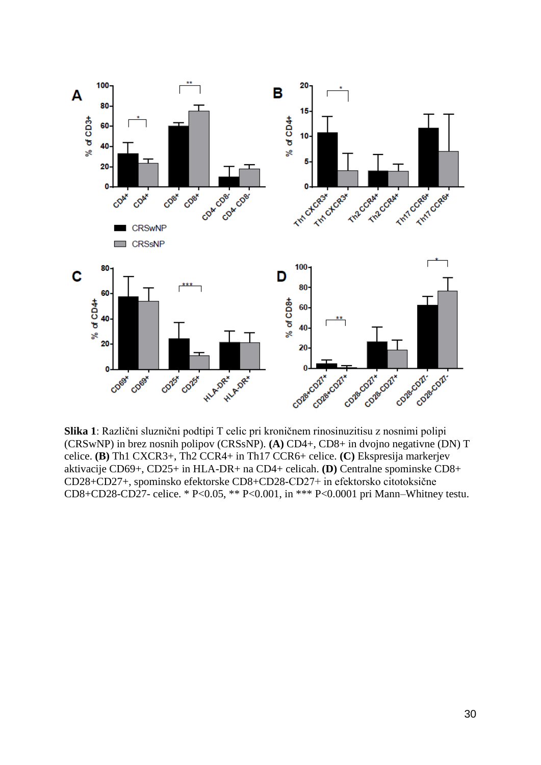**Slika 1**: Različni sluznični podtipi T celic pri kroničnem rinosinuzitisu z nosnimi polipi (CRSwNP) in brez nosnih polipov (CRSsNP). **(A)** CD4+, CD8+ in dvojno negativne (DN) T celice. **(B)** Th1 CXCR3+, Th2 CCR4+ in Th17 CCR6+ celice. **(C)** Ekspresija markerjev aktivacije CD69+, CD25+ in HLA-DR+ na CD4+ celicah. **(D)** Centralne spominske CD8+ CD28+CD27+, spominsko efektorske CD8+CD28-CD27+ in efektorsko citotoksične CD8+CD28-CD27- celice. * P<0.05, ** P<0.001, in *** P<0.0001 pri Mann–Whitney testu.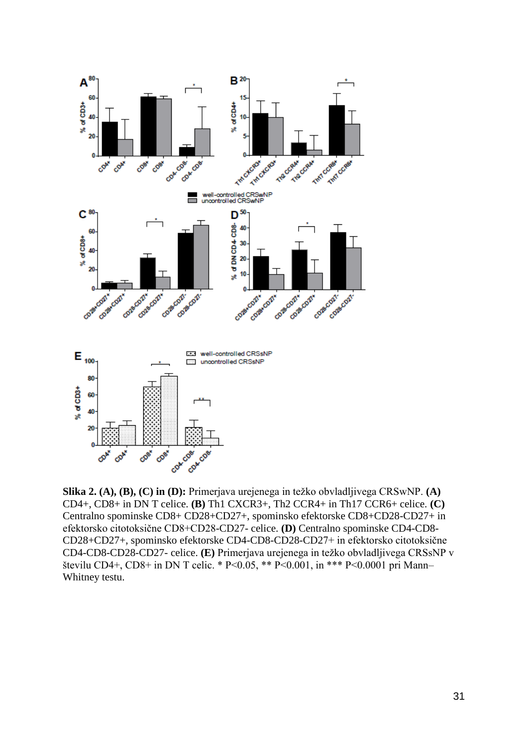**Slika 2. (A), (B), (C) in (D):** Primerjava urejenega in težko obvladljivega CRSwNP. **(A)** CD4+, CD8+ in DN T celice. **(B)** Th1 CXCR3+, Th2 CCR4+ in Th17 CCR6+ celice. **(C)** Centralno spominske CD8+ CD28+CD27+, spominsko efektorske CD8+CD28-CD27+ in efektorsko citotoksične CD8+CD28-CD27- celice. **(D)** Centralno spominske CD4-CD8-CD28+CD27+, spominsko efektorske CD4-CD8-CD28-CD27+ in efektorsko citotoksične CD4-CD8-CD28-CD27- celice. **(E)** Primerjava urejenega in težko obvladljivega CRSsNP v številu CD4+, CD8+ in DN T celic. * $P<0.05$, ** $P<0.001$, in *** $P<0.0001$ pri Mann–Whitney testu.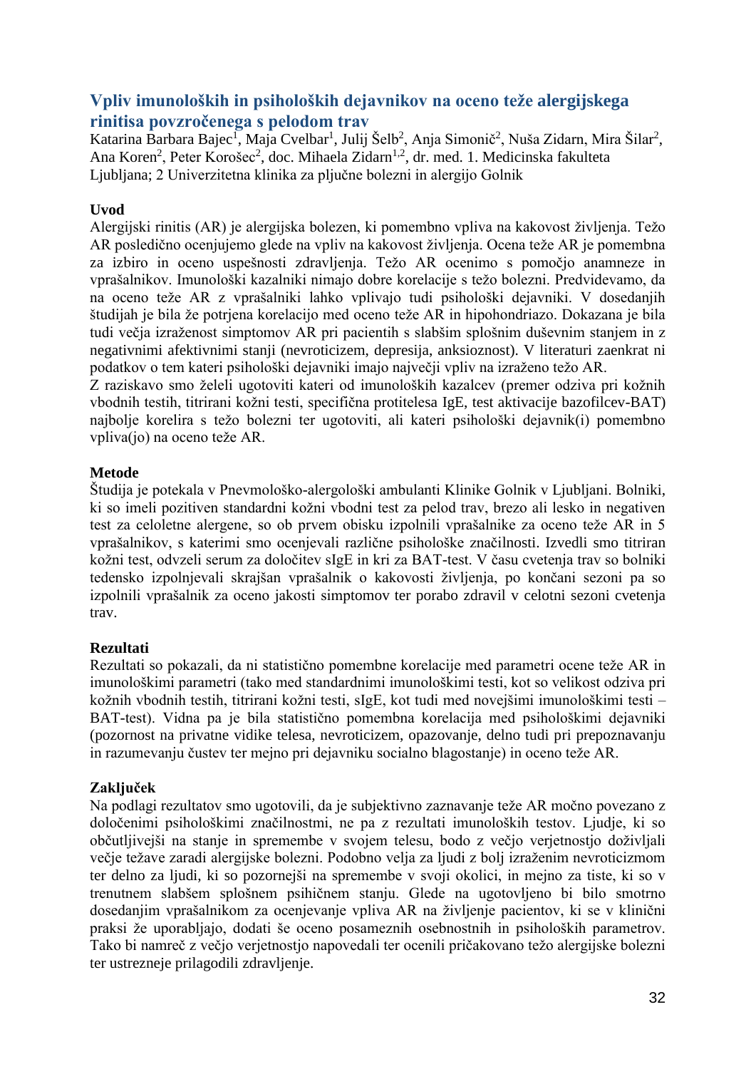## Vpliv imunoloških in psiholoških dejavnikov na oceno teže alergijskega rinitisa povzročenega s pelodom trav

Katarina Barbara Bajec[1], Maja Cvelbar[1], Julij Šelb[2], Anja Simonič[2], Nuša Zidarn, Mira Šilar[2], Ana Koren[2], Peter Korošec[2], doc. Mihaela Zidarn[1,2], dr. med. 1. Medicinska fakulteta Ljubljana; 2 Univerzitetna klinika za pljučne bolezni in alergijo Golnik

### Uvod

Alergijski rinitis (AR) je alergijska bolezen, ki pomembno vpliva na kakovost življenja. Težo AR posledično ocenjujemo glede na vpliv na kakovost življenja. Ocena teže AR je pomembna za izbiro in oceno uspešnosti zdravljenja. Težo AR ocenimo s pomočjo anamneze in vprašalnikov. Imunološki kazalniki nimajo dobre korelacije s težo bolezni. Predvidevamo, da na oceno teže AR z vprašalniki lahko vplivajo tudi psihološki dejavniki. V dosedanjih študijah je bila že potrjena korelacijo med oceno teže AR in hipohondriazo. Dokazana je bila tudi večja izraženost simptomov AR pri pacientih s slabšim splošnim duševnim stanjem in z negativnimi afektivnimi stanji (nevroticizem, depresija, anksioznost). V literaturi zaenkrat ni podatkov o tem kateri psihološki dejavniki imajo največji vpliv na izraženo težo AR.

Z raziskavo smo želeli ugotoviti kateri od imunoloških kazalcev (premer odziva pri kožnih vbodnih testih, titrirani kožni testi, specifična protitelesa IgE, test aktivacije bazofilcev-BAT) najbolje korelira s težo bolezni ter ugotoviti, ali kateri psihološki dejavnik(i) pomembno vpliva(jo) na oceno teže AR.

### Metode

Študija je potekala v Pnevmološko-alergološki ambulanti Klinike Golnik v Ljubljani. Bolniki, ki so imeli pozitiven standardni kožni vbodni test za pelod trav, brezo ali lesko in negativen test za celoletne alergene, so ob prvem obisku izpolnili vprašalnike za oceno teže AR in 5 vprašalnikov, s katerimi smo ocenjevali različne psihološke značilnosti. Izvedli smo titriran kožni test, odvzeli serum za določitev sIgE in kri za BAT-test. V času cvetenja trav so bolniki tedensko izpolnjevali skrajšan vprašalnik o kakovosti življenja, po končani sezoni pa so izpolnili vprašalnik za oceno jakosti simptomov ter porabo zdravil v celotni sezoni cvetenja trav.

### Rezultati

Rezultati so pokazali, da ni statistično pomembne korelacije med parametri ocene teže AR in imunološkimi parametri (tako med standardnimi imunološkimi testi, kot so velikost odziva pri kožnih vbodnih testih, titrirani kožni testi, sIgE, kot tudi med novejšimi imunološkimi testi – BAT-test). Vidna pa je bila statistično pomembna korelacija med psihološkimi dejavniki (pozornost na privatne vidike telesa, nevroticizem, opazovanje, delno tudi pri prepoznavanju in razumevanju čustev ter mejno pri dejavniku socialno blagostanje) in oceno teže AR.

### Zaključek

Na podlagi rezultatov smo ugotovili, da je subjektivno zaznavanje teže AR močno povezano z določenimi psihološkimi značilnostmi, ne pa z rezultati imunoloških testov. Ljudje, ki so občutljivejši na stanje in spremembe v svojem telesu, bodo z večjo verjetnostjo doživljali večje težave zaradi alergijske bolezni. Podobno velja za ljudi z bolj izraženim nevroticizmom ter delno za ljudi, ki so pozornejši na spremembe v svoji okolici, in mejno za tiste, ki so v trenutnem slabšem splošnem psihičnem stanju. Glede na ugotovljeno bi bilo smotrno dosedanjim vprašalnikom za ocenjevanje vpliva AR na življenje pacientov, ki se v klinični praksi že uporabljajo, dodati še oceno posameznih osebnostnih in psiholoških parametrov. Tako bi namreč z večjo verjetnostjo napovedali ter ocenili pričakovano težo alergijske bolezni ter ustrezneje prilagodili zdravljenje.